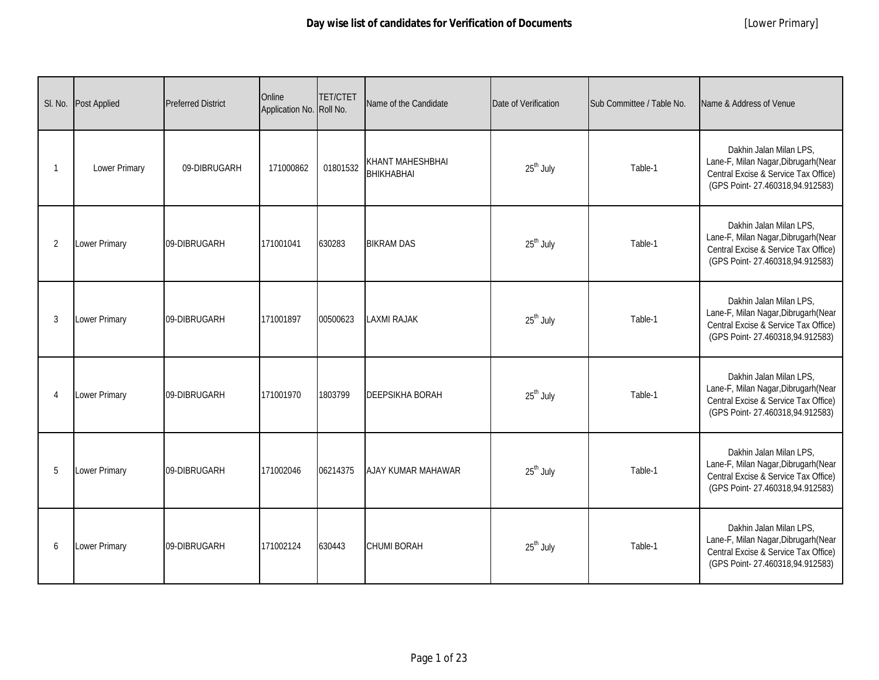# Day wise list of candidates for Verification of Documents

[Lower Primary]

| Sl. No. | Post Applied | Preferred District | Online Application No. | TET/CTET Roll No. | Name of the Candidate | Date of Verification | Sub Committee / Table No. | Name & Address of Venue |
|---|---|---|---|---|---|---|---|---|
| 1 | Lower Primary | 09-DIBRUGARH | 171000862 | 01801532 | KHANT MAHESHBHAI BHIKHABHAI | 25th July | Table-1 | Dakhin Jalan Milan LPS, Lane-F, Milan Nagar,Dibrugarh(Near Central Excise & Service Tax Office) (GPS Point- 27.460318,94.912583) |
| 2 | Lower Primary | 09-DIBRUGARH | 171001041 | 630283 | BIKRAM DAS | 25th July | Table-1 | Dakhin Jalan Milan LPS, Lane-F, Milan Nagar,Dibrugarh(Near Central Excise & Service Tax Office) (GPS Point- 27.460318,94.912583) |
| 3 | Lower Primary | 09-DIBRUGARH | 171001897 | 00500623 | LAXMI RAJAK | 25th July | Table-1 | Dakhin Jalan Milan LPS, Lane-F, Milan Nagar,Dibrugarh(Near Central Excise & Service Tax Office) (GPS Point- 27.460318,94.912583) |
| 4 | Lower Primary | 09-DIBRUGARH | 171001970 | 1803799 | DEEPSIKHA BORAH | 25th July | Table-1 | Dakhin Jalan Milan LPS, Lane-F, Milan Nagar,Dibrugarh(Near Central Excise & Service Tax Office) (GPS Point- 27.460318,94.912583) |
| 5 | Lower Primary | 09-DIBRUGARH | 171002046 | 06214375 | AJAY KUMAR MAHAWAR | 25th July | Table-1 | Dakhin Jalan Milan LPS, Lane-F, Milan Nagar,Dibrugarh(Near Central Excise & Service Tax Office) (GPS Point- 27.460318,94.912583) |
| 6 | Lower Primary | 09-DIBRUGARH | 171002124 | 630443 | CHUMI BORAH | 25th July | Table-1 | Dakhin Jalan Milan LPS, Lane-F, Milan Nagar,Dibrugarh(Near Central Excise & Service Tax Office) (GPS Point- 27.460318,94.912583) |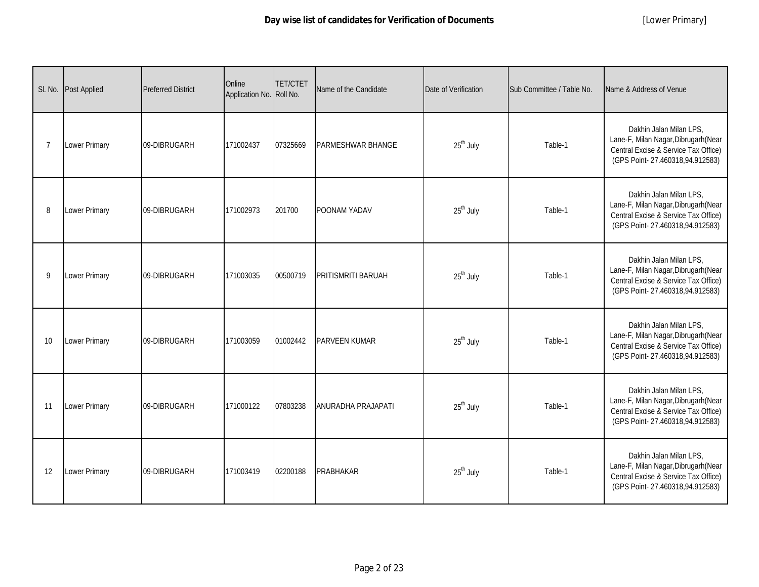## Day wise list of candidates for Verification of Documents

[Lower Primary]

| Sl. No. | Post Applied | Preferred District | Online Application No. | TET/CTET Roll No. | Name of the Candidate | Date of Verification | Sub Committee / Table No. | Name & Address of Venue |
|---|---|---|---|---|---|---|---|---|
| 7 | Lower Primary | 09-DIBRUGARH | 171002437 | 07325669 | PARMESHWAR BHANGE | 25th July | Table-1 | Dakhin Jalan Milan LPS, Lane-F, Milan Nagar,Dibrugarh(Near Central Excise & Service Tax Office) (GPS Point- 27.460318,94.912583) |
| 8 | Lower Primary | 09-DIBRUGARH | 171002973 | 201700 | POONAM YADAV | 25th July | Table-1 | Dakhin Jalan Milan LPS, Lane-F, Milan Nagar,Dibrugarh(Near Central Excise & Service Tax Office) (GPS Point- 27.460318,94.912583) |
| 9 | Lower Primary | 09-DIBRUGARH | 171003035 | 00500719 | PRITISMRITI BARUAH | 25th July | Table-1 | Dakhin Jalan Milan LPS, Lane-F, Milan Nagar,Dibrugarh(Near Central Excise & Service Tax Office) (GPS Point- 27.460318,94.912583) |
| 10 | Lower Primary | 09-DIBRUGARH | 171003059 | 01002442 | PARVEEN KUMAR | 25th July | Table-1 | Dakhin Jalan Milan LPS, Lane-F, Milan Nagar,Dibrugarh(Near Central Excise & Service Tax Office) (GPS Point- 27.460318,94.912583) |
| 11 | Lower Primary | 09-DIBRUGARH | 171000122 | 07803238 | ANURADHA PRAJAPATI | 25th July | Table-1 | Dakhin Jalan Milan LPS, Lane-F, Milan Nagar,Dibrugarh(Near Central Excise & Service Tax Office) (GPS Point- 27.460318,94.912583) |
| 12 | Lower Primary | 09-DIBRUGARH | 171003419 | 02200188 | PRABHAKAR | 25th July | Table-1 | Dakhin Jalan Milan LPS, Lane-F, Milan Nagar,Dibrugarh(Near Central Excise & Service Tax Office) (GPS Point- 27.460318,94.912583) |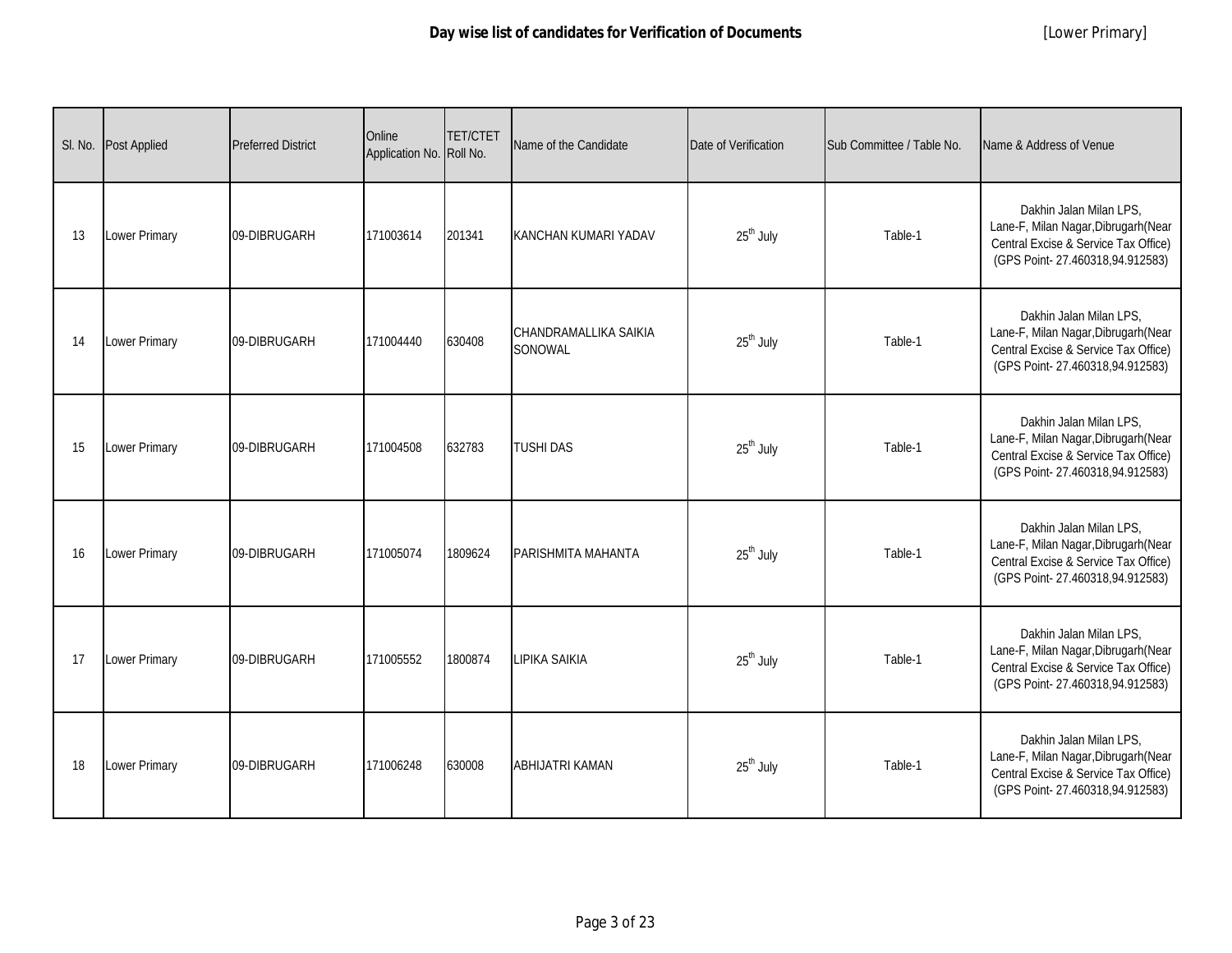# Day wise list of candidates for Verification of Documents

[Lower Primary]

| Sl. No. | Post Applied | Preferred District | Online Application No. | TET/CTET Roll No. | Name of the Candidate | Date of Verification | Sub Committee / Table No. | Name & Address of Venue |
|---|---|---|---|---|---|---|---|---|
| 13 | Lower Primary | 09-DIBRUGARH | 171003614 | 201341 | KANCHAN KUMARI YADAV | 25th July | Table-1 | Dakhin Jalan Milan LPS, Lane-F, Milan Nagar,Dibrugarh(Near Central Excise & Service Tax Office) (GPS Point- 27.460318,94.912583) |
| 14 | Lower Primary | 09-DIBRUGARH | 171004440 | 630408 | CHANDRAMALLIKA SAIKIA SONOWAL | 25th July | Table-1 | Dakhin Jalan Milan LPS, Lane-F, Milan Nagar,Dibrugarh(Near Central Excise & Service Tax Office) (GPS Point- 27.460318,94.912583) |
| 15 | Lower Primary | 09-DIBRUGARH | 171004508 | 632783 | TUSHI DAS | 25th July | Table-1 | Dakhin Jalan Milan LPS, Lane-F, Milan Nagar,Dibrugarh(Near Central Excise & Service Tax Office) (GPS Point- 27.460318,94.912583) |
| 16 | Lower Primary | 09-DIBRUGARH | 171005074 | 1809624 | PARISHMITA MAHANTA | 25th July | Table-1 | Dakhin Jalan Milan LPS, Lane-F, Milan Nagar,Dibrugarh(Near Central Excise & Service Tax Office) (GPS Point- 27.460318,94.912583) |
| 17 | Lower Primary | 09-DIBRUGARH | 171005552 | 1800874 | LIPIKA SAIKIA | 25th July | Table-1 | Dakhin Jalan Milan LPS, Lane-F, Milan Nagar,Dibrugarh(Near Central Excise & Service Tax Office) (GPS Point- 27.460318,94.912583) |
| 18 | Lower Primary | 09-DIBRUGARH | 171006248 | 630008 | ABHIJATRI KAMAN | 25th July | Table-1 | Dakhin Jalan Milan LPS, Lane-F, Milan Nagar,Dibrugarh(Near Central Excise & Service Tax Office) (GPS Point- 27.460318,94.912583) |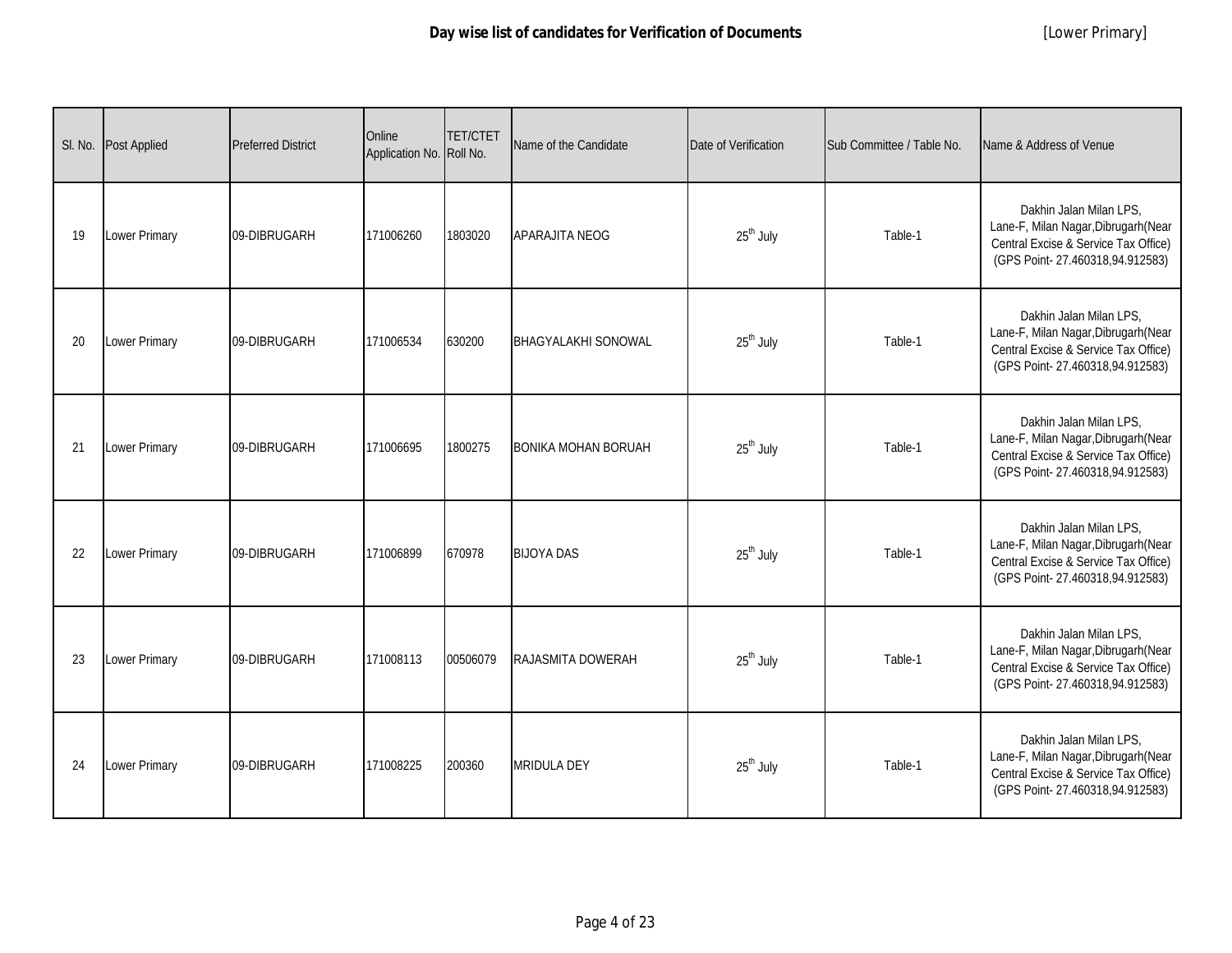**Day wise list of candidates for Verification of Documents** [Lower Primary]

| Sl. No. | Post Applied | Preferred District | Online Application No. | TET/CTET Roll No. | Name of the Candidate | Date of Verification | Sub Committee / Table No. | Name & Address of Venue |
|---|---|---|---|---|---|---|---|---|
| 19 | Lower Primary | 09-DIBRUGARH | 171006260 | 1803020 | APARAJITA NEOG | 25th July | Table-1 | Dakhin Jalan Milan LPS, Lane-F, Milan Nagar,Dibrugarh(Near Central Excise & Service Tax Office) (GPS Point- 27.460318,94.912583) |
| 20 | Lower Primary | 09-DIBRUGARH | 171006534 | 630200 | BHAGYALAKHI SONOWAL | 25th July | Table-1 | Dakhin Jalan Milan LPS, Lane-F, Milan Nagar,Dibrugarh(Near Central Excise & Service Tax Office) (GPS Point- 27.460318,94.912583) |
| 21 | Lower Primary | 09-DIBRUGARH | 171006695 | 1800275 | BONIKA MOHAN BORUAH | 25th July | Table-1 | Dakhin Jalan Milan LPS, Lane-F, Milan Nagar,Dibrugarh(Near Central Excise & Service Tax Office) (GPS Point- 27.460318,94.912583) |
| 22 | Lower Primary | 09-DIBRUGARH | 171006899 | 670978 | BIJOYA DAS | 25th July | Table-1 | Dakhin Jalan Milan LPS, Lane-F, Milan Nagar,Dibrugarh(Near Central Excise & Service Tax Office) (GPS Point- 27.460318,94.912583) |
| 23 | Lower Primary | 09-DIBRUGARH | 171008113 | 00506079 | RAJASMITA DOWERAH | 25th July | Table-1 | Dakhin Jalan Milan LPS, Lane-F, Milan Nagar,Dibrugarh(Near Central Excise & Service Tax Office) (GPS Point- 27.460318,94.912583) |
| 24 | Lower Primary | 09-DIBRUGARH | 171008225 | 200360 | MRIDULA DEY | 25th July | Table-1 | Dakhin Jalan Milan LPS, Lane-F, Milan Nagar,Dibrugarh(Near Central Excise & Service Tax Office) (GPS Point- 27.460318,94.912583) |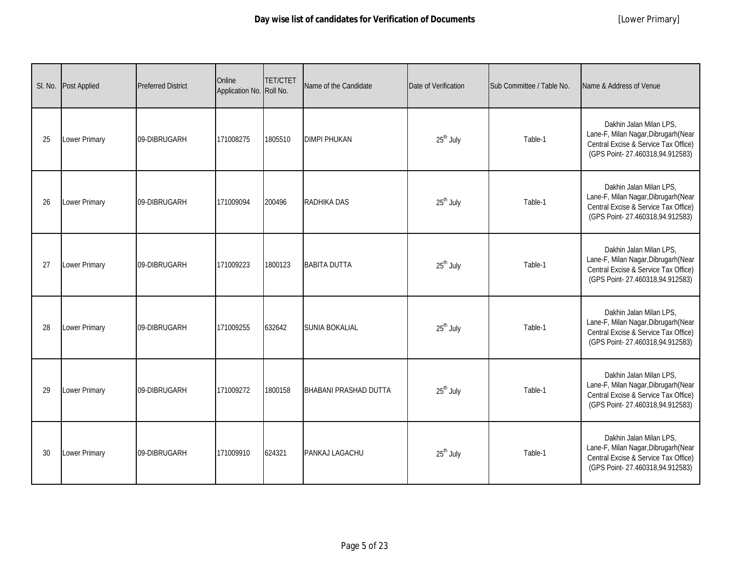# Day wise list of candidates for Verification of Documents

[Lower Primary]

| Sl. No. | Post Applied | Preferred District | Online Application No. | TET/CTET Roll No. | Name of the Candidate | Date of Verification | Sub Committee / Table No. | Name & Address of Venue |
|---|---|---|---|---|---|---|---|---|
| 25 | Lower Primary | 09-DIBRUGARH | 171008275 | 1805510 | DIMPI PHUKAN | 25th July | Table-1 | Dakhin Jalan Milan LPS, Lane-F, Milan Nagar,Dibrugarh(Near Central Excise & Service Tax Office) (GPS Point- 27.460318,94.912583) |
| 26 | Lower Primary | 09-DIBRUGARH | 171009094 | 200496 | RADHIKA DAS | 25th July | Table-1 | Dakhin Jalan Milan LPS, Lane-F, Milan Nagar,Dibrugarh(Near Central Excise & Service Tax Office) (GPS Point- 27.460318,94.912583) |
| 27 | Lower Primary | 09-DIBRUGARH | 171009223 | 1800123 | BABITA DUTTA | 25th July | Table-1 | Dakhin Jalan Milan LPS, Lane-F, Milan Nagar,Dibrugarh(Near Central Excise & Service Tax Office) (GPS Point- 27.460318,94.912583) |
| 28 | Lower Primary | 09-DIBRUGARH | 171009255 | 632642 | SUNIA BOKALIAL | 25th July | Table-1 | Dakhin Jalan Milan LPS, Lane-F, Milan Nagar,Dibrugarh(Near Central Excise & Service Tax Office) (GPS Point- 27.460318,94.912583) |
| 29 | Lower Primary | 09-DIBRUGARH | 171009272 | 1800158 | BHABANI PRASHAD DUTTA | 25th July | Table-1 | Dakhin Jalan Milan LPS, Lane-F, Milan Nagar,Dibrugarh(Near Central Excise & Service Tax Office) (GPS Point- 27.460318,94.912583) |
| 30 | Lower Primary | 09-DIBRUGARH | 171009910 | 624321 | PANKAJ LAGACHU | 25th July | Table-1 | Dakhin Jalan Milan LPS, Lane-F, Milan Nagar,Dibrugarh(Near Central Excise & Service Tax Office) (GPS Point- 27.460318,94.912583) |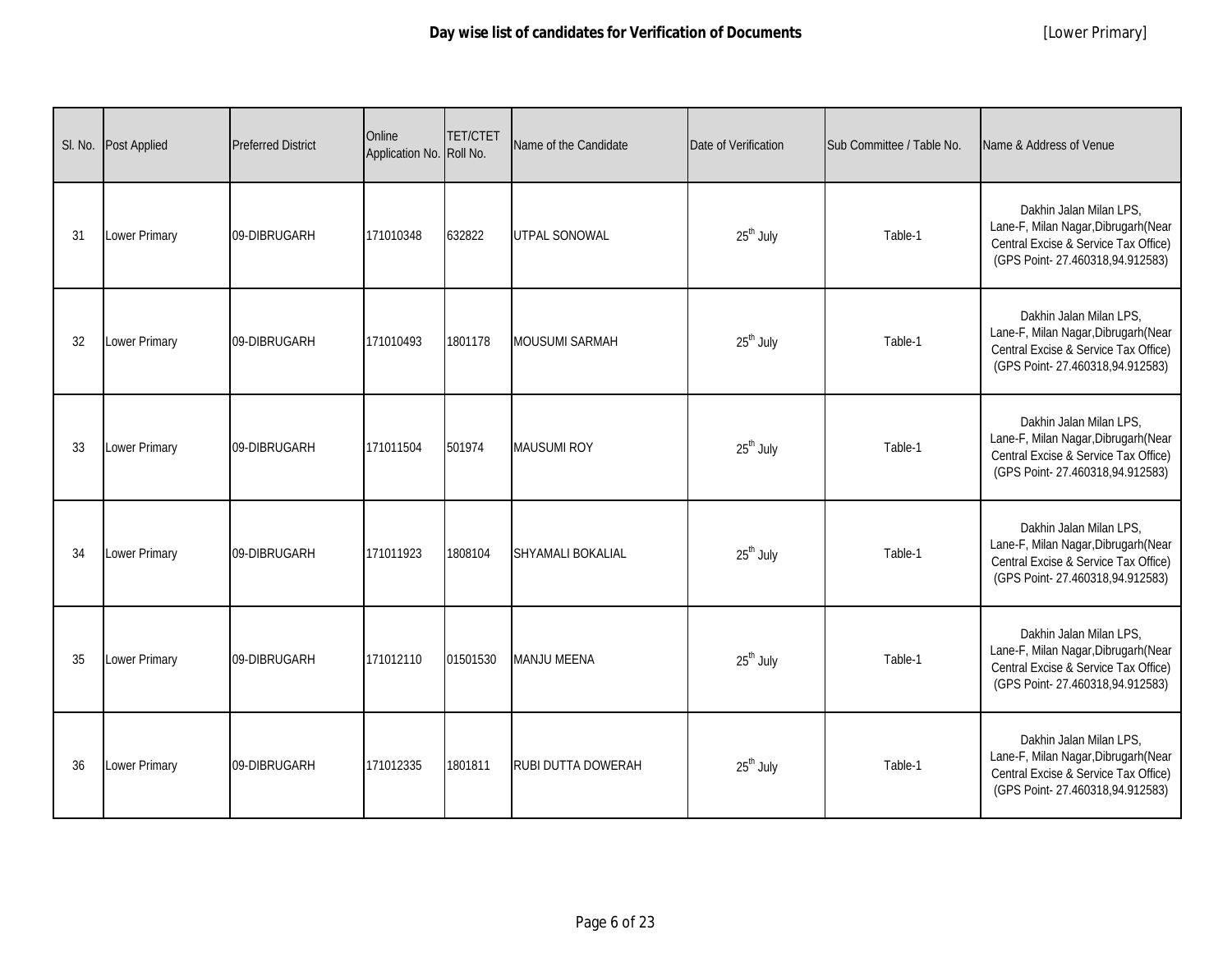# Day wise list of candidates for Verification of Documents

[Lower Primary]

| Sl. No. | Post Applied | Preferred District | Online Application No. | TET/CTET Roll No. | Name of the Candidate | Date of Verification | Sub Committee / Table No. | Name & Address of Venue |
|---|---|---|---|---|---|---|---|---|
| 31 | Lower Primary | 09-DIBRUGARH | 171010348 | 632822 | UTPAL SONOWAL | 25th July | Table-1 | Dakhin Jalan Milan LPS, Lane-F, Milan Nagar,Dibrugarh(Near Central Excise & Service Tax Office) (GPS Point- 27.460318,94.912583) |
| 32 | Lower Primary | 09-DIBRUGARH | 171010493 | 1801178 | MOUSUMI SARMAH | 25th July | Table-1 | Dakhin Jalan Milan LPS, Lane-F, Milan Nagar,Dibrugarh(Near Central Excise & Service Tax Office) (GPS Point- 27.460318,94.912583) |
| 33 | Lower Primary | 09-DIBRUGARH | 171011504 | 501974 | MAUSUMI ROY | 25th July | Table-1 | Dakhin Jalan Milan LPS, Lane-F, Milan Nagar,Dibrugarh(Near Central Excise & Service Tax Office) (GPS Point- 27.460318,94.912583) |
| 34 | Lower Primary | 09-DIBRUGARH | 171011923 | 1808104 | SHYAMALI BOKALIAL | 25th July | Table-1 | Dakhin Jalan Milan LPS, Lane-F, Milan Nagar,Dibrugarh(Near Central Excise & Service Tax Office) (GPS Point- 27.460318,94.912583) |
| 35 | Lower Primary | 09-DIBRUGARH | 171012110 | 01501530 | MANJU MEENA | 25th July | Table-1 | Dakhin Jalan Milan LPS, Lane-F, Milan Nagar,Dibrugarh(Near Central Excise & Service Tax Office) (GPS Point- 27.460318,94.912583) |
| 36 | Lower Primary | 09-DIBRUGARH | 171012335 | 1801811 | RUBI DUTTA DOWERAH | 25th July | Table-1 | Dakhin Jalan Milan LPS, Lane-F, Milan Nagar,Dibrugarh(Near Central Excise & Service Tax Office) (GPS Point- 27.460318,94.912583) |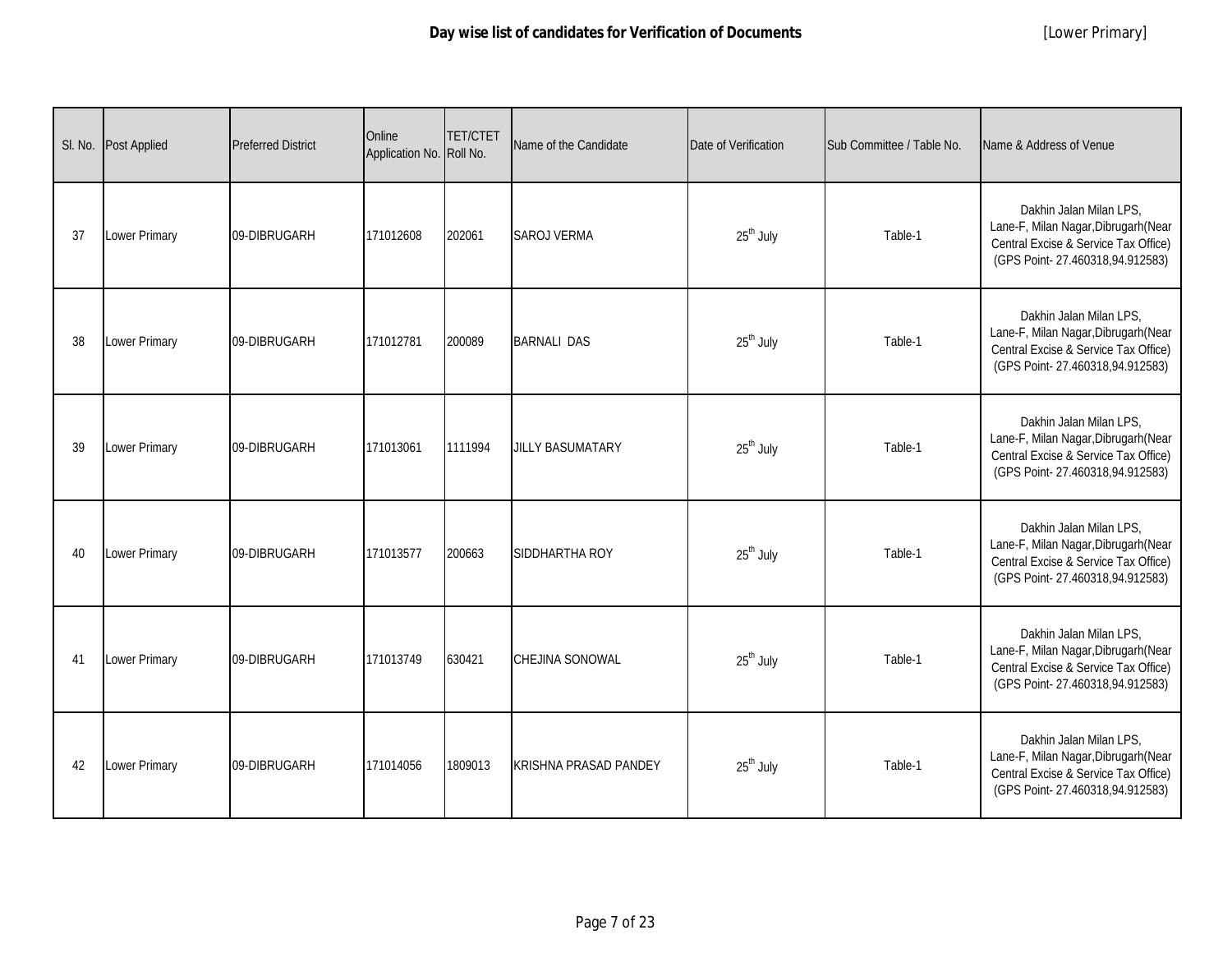# Day wise list of candidates for Verification of Documents

[Lower Primary]

| Sl. No. | Post Applied | Preferred District | Online Application No. | TET/CTET Roll No. | Name of the Candidate | Date of Verification | Sub Committee / Table No. | Name & Address of Venue |
|---|---|---|---|---|---|---|---|---|
| 37 | Lower Primary | 09-DIBRUGARH | 171012608 | 202061 | SAROJ VERMA | 25th July | Table-1 | Dakhin Jalan Milan LPS, Lane-F, Milan Nagar,Dibrugarh(Near Central Excise & Service Tax Office) (GPS Point- 27.460318,94.912583) |
| 38 | Lower Primary | 09-DIBRUGARH | 171012781 | 200089 | BARNALI DAS | 25th July | Table-1 | Dakhin Jalan Milan LPS, Lane-F, Milan Nagar,Dibrugarh(Near Central Excise & Service Tax Office) (GPS Point- 27.460318,94.912583) |
| 39 | Lower Primary | 09-DIBRUGARH | 171013061 | 1111994 | JILLY BASUMATARY | 25th July | Table-1 | Dakhin Jalan Milan LPS, Lane-F, Milan Nagar,Dibrugarh(Near Central Excise & Service Tax Office) (GPS Point- 27.460318,94.912583) |
| 40 | Lower Primary | 09-DIBRUGARH | 171013577 | 200663 | SIDDHARTHA ROY | 25th July | Table-1 | Dakhin Jalan Milan LPS, Lane-F, Milan Nagar,Dibrugarh(Near Central Excise & Service Tax Office) (GPS Point- 27.460318,94.912583) |
| 41 | Lower Primary | 09-DIBRUGARH | 171013749 | 630421 | CHEJINA SONOWAL | 25th July | Table-1 | Dakhin Jalan Milan LPS, Lane-F, Milan Nagar,Dibrugarh(Near Central Excise & Service Tax Office) (GPS Point- 27.460318,94.912583) |
| 42 | Lower Primary | 09-DIBRUGARH | 171014056 | 1809013 | KRISHNA PRASAD PANDEY | 25th July | Table-1 | Dakhin Jalan Milan LPS, Lane-F, Milan Nagar,Dibrugarh(Near Central Excise & Service Tax Office) (GPS Point- 27.460318,94.912583) |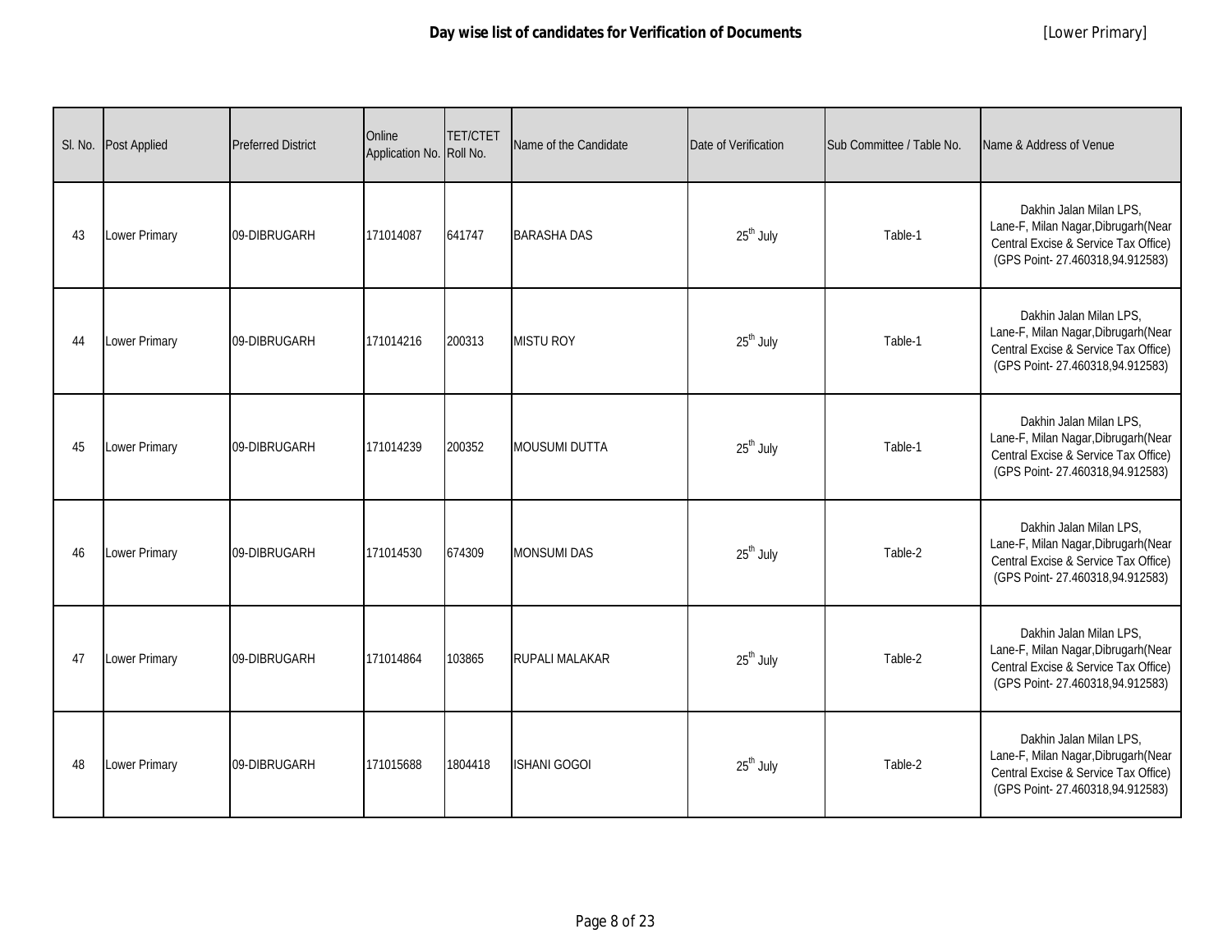**Day wise list of candidates for Verification of Documents** [Lower Primary]

| Sl. No. | Post Applied | Preferred District | Online Application No. | TET/CTET Roll No. | Name of the Candidate | Date of Verification | Sub Committee / Table No. | Name & Address of Venue |
|---|---|---|---|---|---|---|---|---|
| 43 | Lower Primary | 09-DIBRUGARH | 171014087 | 641747 | BARASHA DAS | 25th July | Table-1 | Dakhin Jalan Milan LPS, Lane-F, Milan Nagar,Dibrugarh(Near Central Excise & Service Tax Office) (GPS Point- 27.460318,94.912583) |
| 44 | Lower Primary | 09-DIBRUGARH | 171014216 | 200313 | MISTU ROY | 25th July | Table-1 | Dakhin Jalan Milan LPS, Lane-F, Milan Nagar,Dibrugarh(Near Central Excise & Service Tax Office) (GPS Point- 27.460318,94.912583) |
| 45 | Lower Primary | 09-DIBRUGARH | 171014239 | 200352 | MOUSUMI DUTTA | 25th July | Table-1 | Dakhin Jalan Milan LPS, Lane-F, Milan Nagar,Dibrugarh(Near Central Excise & Service Tax Office) (GPS Point- 27.460318,94.912583) |
| 46 | Lower Primary | 09-DIBRUGARH | 171014530 | 674309 | MONSUMI DAS | 25th July | Table-2 | Dakhin Jalan Milan LPS, Lane-F, Milan Nagar,Dibrugarh(Near Central Excise & Service Tax Office) (GPS Point- 27.460318,94.912583) |
| 47 | Lower Primary | 09-DIBRUGARH | 171014864 | 103865 | RUPALI MALAKAR | 25th July | Table-2 | Dakhin Jalan Milan LPS, Lane-F, Milan Nagar,Dibrugarh(Near Central Excise & Service Tax Office) (GPS Point- 27.460318,94.912583) |
| 48 | Lower Primary | 09-DIBRUGARH | 171015688 | 1804418 | ISHANI GOGOI | 25th July | Table-2 | Dakhin Jalan Milan LPS, Lane-F, Milan Nagar,Dibrugarh(Near Central Excise & Service Tax Office) (GPS Point- 27.460318,94.912583) |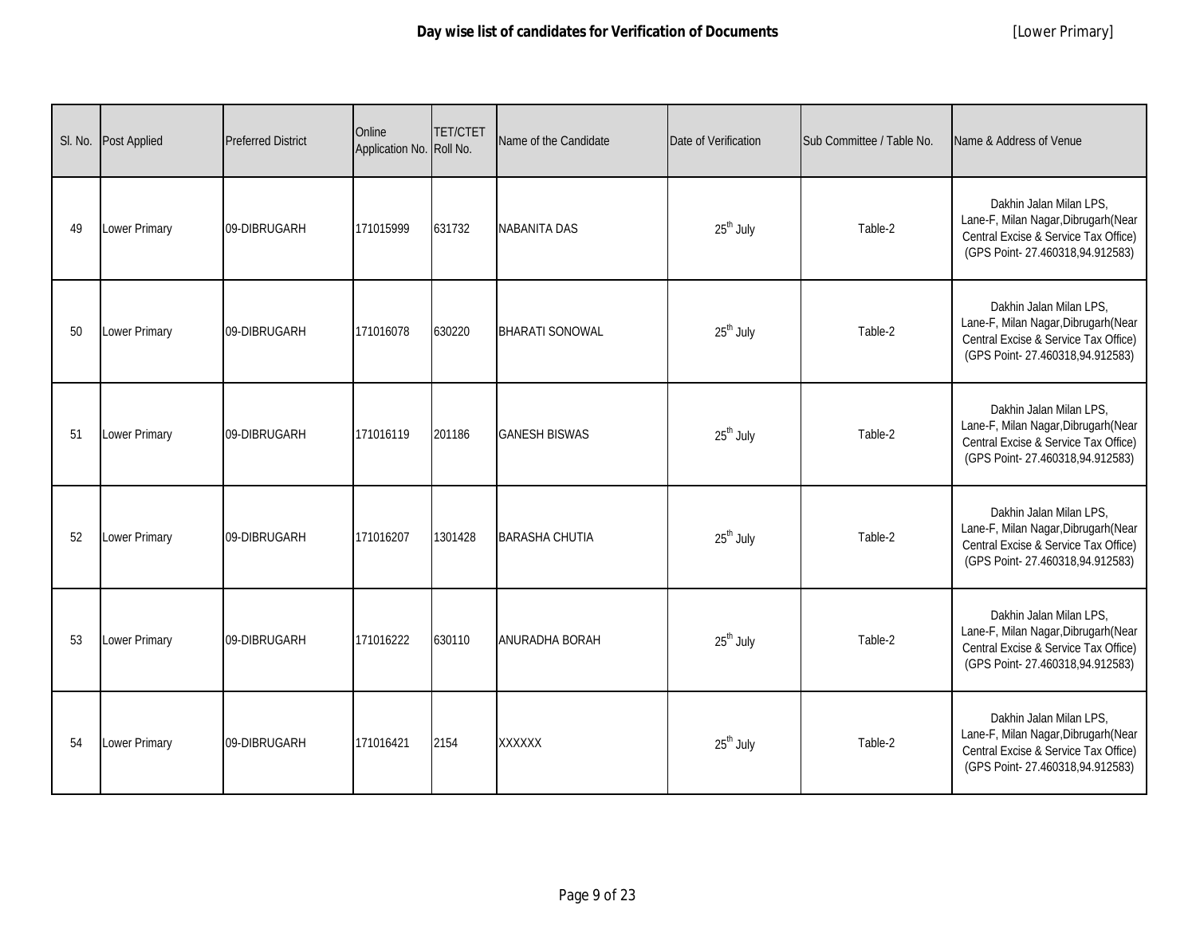# Day wise list of candidates for Verification of Documents

[Lower Primary]

| Sl. No. | Post Applied | Preferred District | Online Application No. | TET/CTET Roll No. | Name of the Candidate | Date of Verification | Sub Committee / Table No. | Name & Address of Venue |
|---|---|---|---|---|---|---|---|---|
| 49 | Lower Primary | 09-DIBRUGARH | 171015999 | 631732 | NABANITA DAS | 25th July | Table-2 | Dakhin Jalan Milan LPS, Lane-F, Milan Nagar,Dibrugarh(Near Central Excise & Service Tax Office) (GPS Point- 27.460318,94.912583) |
| 50 | Lower Primary | 09-DIBRUGARH | 171016078 | 630220 | BHARATI SONOWAL | 25th July | Table-2 | Dakhin Jalan Milan LPS, Lane-F, Milan Nagar,Dibrugarh(Near Central Excise & Service Tax Office) (GPS Point- 27.460318,94.912583) |
| 51 | Lower Primary | 09-DIBRUGARH | 171016119 | 201186 | GANESH BISWAS | 25th July | Table-2 | Dakhin Jalan Milan LPS, Lane-F, Milan Nagar,Dibrugarh(Near Central Excise & Service Tax Office) (GPS Point- 27.460318,94.912583) |
| 52 | Lower Primary | 09-DIBRUGARH | 171016207 | 1301428 | BARASHA CHUTIA | 25th July | Table-2 | Dakhin Jalan Milan LPS, Lane-F, Milan Nagar,Dibrugarh(Near Central Excise & Service Tax Office) (GPS Point- 27.460318,94.912583) |
| 53 | Lower Primary | 09-DIBRUGARH | 171016222 | 630110 | ANURADHA BORAH | 25th July | Table-2 | Dakhin Jalan Milan LPS, Lane-F, Milan Nagar,Dibrugarh(Near Central Excise & Service Tax Office) (GPS Point- 27.460318,94.912583) |
| 54 | Lower Primary | 09-DIBRUGARH | 171016421 | 2154 | XXXXXX | 25th July | Table-2 | Dakhin Jalan Milan LPS, Lane-F, Milan Nagar,Dibrugarh(Near Central Excise & Service Tax Office) (GPS Point- 27.460318,94.912583) |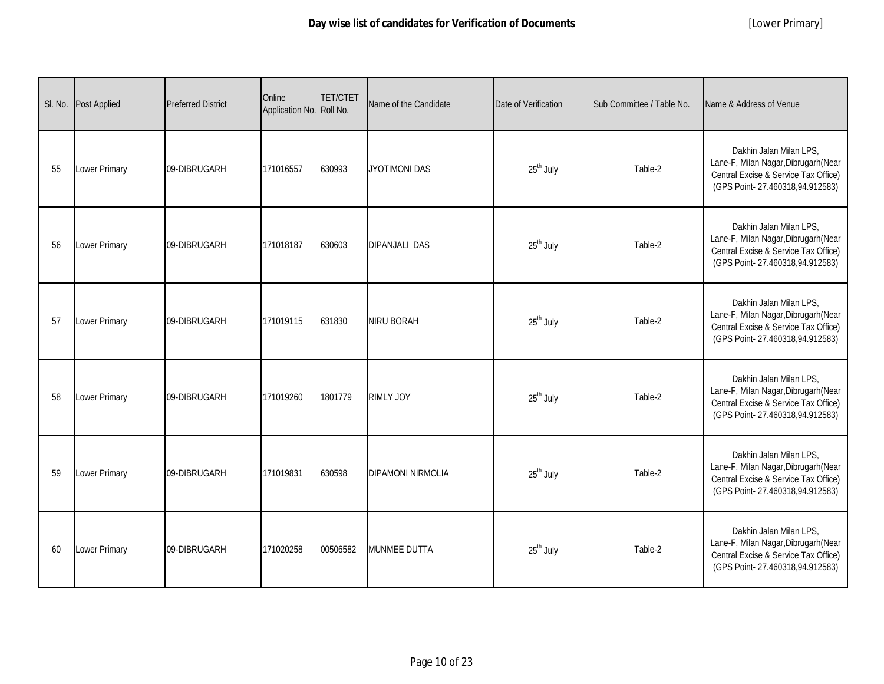**Day wise list of candidates for Verification of Documents** [Lower Primary]

| Sl. No. | Post Applied | Preferred District | Online Application No. | TET/CTET Roll No. | Name of the Candidate | Date of Verification | Sub Committee / Table No. | Name & Address of Venue |
|---|---|---|---|---|---|---|---|---|
| 55 | Lower Primary | 09-DIBRUGARH | 171016557 | 630993 | JYOTIMONI DAS | 25th July | Table-2 | Dakhin Jalan Milan LPS, Lane-F, Milan Nagar,Dibrugarh(Near Central Excise & Service Tax Office) (GPS Point- 27.460318,94.912583) |
| 56 | Lower Primary | 09-DIBRUGARH | 171018187 | 630603 | DIPANJALI DAS | 25th July | Table-2 | Dakhin Jalan Milan LPS, Lane-F, Milan Nagar,Dibrugarh(Near Central Excise & Service Tax Office) (GPS Point- 27.460318,94.912583) |
| 57 | Lower Primary | 09-DIBRUGARH | 171019115 | 631830 | NIRU BORAH | 25th July | Table-2 | Dakhin Jalan Milan LPS, Lane-F, Milan Nagar,Dibrugarh(Near Central Excise & Service Tax Office) (GPS Point- 27.460318,94.912583) |
| 58 | Lower Primary | 09-DIBRUGARH | 171019260 | 1801779 | RIMLY JOY | 25th July | Table-2 | Dakhin Jalan Milan LPS, Lane-F, Milan Nagar,Dibrugarh(Near Central Excise & Service Tax Office) (GPS Point- 27.460318,94.912583) |
| 59 | Lower Primary | 09-DIBRUGARH | 171019831 | 630598 | DIPAMONI NIRMOLIA | 25th July | Table-2 | Dakhin Jalan Milan LPS, Lane-F, Milan Nagar,Dibrugarh(Near Central Excise & Service Tax Office) (GPS Point- 27.460318,94.912583) |
| 60 | Lower Primary | 09-DIBRUGARH | 171020258 | 00506582 | MUNMEE DUTTA | 25th July | Table-2 | Dakhin Jalan Milan LPS, Lane-F, Milan Nagar,Dibrugarh(Near Central Excise & Service Tax Office) (GPS Point- 27.460318,94.912583) |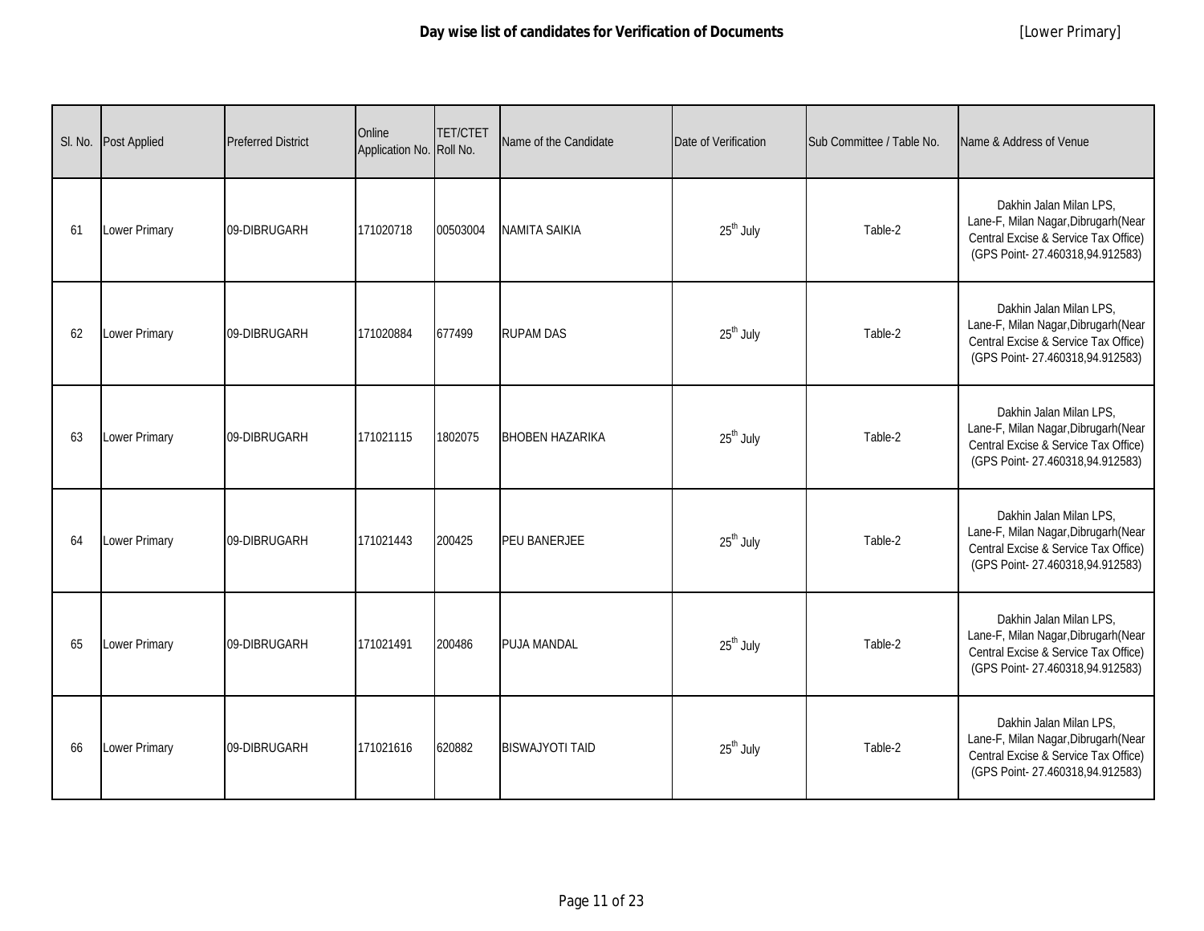# Day wise list of candidates for Verification of Documents

[Lower Primary]

| Sl. No. | Post Applied | Preferred District | Online Application No. | TET/CTET Roll No. | Name of the Candidate | Date of Verification | Sub Committee / Table No. | Name & Address of Venue |
|---|---|---|---|---|---|---|---|---|
| 61 | Lower Primary | 09-DIBRUGARH | 171020718 | 00503004 | NAMITA SAIKIA | 25th July | Table-2 | Dakhin Jalan Milan LPS, Lane-F, Milan Nagar,Dibrugarh(Near Central Excise & Service Tax Office) (GPS Point- 27.460318,94.912583) |
| 62 | Lower Primary | 09-DIBRUGARH | 171020884 | 677499 | RUPAM DAS | 25th July | Table-2 | Dakhin Jalan Milan LPS, Lane-F, Milan Nagar,Dibrugarh(Near Central Excise & Service Tax Office) (GPS Point- 27.460318,94.912583) |
| 63 | Lower Primary | 09-DIBRUGARH | 171021115 | 1802075 | BHOBEN HAZARIKA | 25th July | Table-2 | Dakhin Jalan Milan LPS, Lane-F, Milan Nagar,Dibrugarh(Near Central Excise & Service Tax Office) (GPS Point- 27.460318,94.912583) |
| 64 | Lower Primary | 09-DIBRUGARH | 171021443 | 200425 | PEU BANERJEE | 25th July | Table-2 | Dakhin Jalan Milan LPS, Lane-F, Milan Nagar,Dibrugarh(Near Central Excise & Service Tax Office) (GPS Point- 27.460318,94.912583) |
| 65 | Lower Primary | 09-DIBRUGARH | 171021491 | 200486 | PUJA MANDAL | 25th July | Table-2 | Dakhin Jalan Milan LPS, Lane-F, Milan Nagar,Dibrugarh(Near Central Excise & Service Tax Office) (GPS Point- 27.460318,94.912583) |
| 66 | Lower Primary | 09-DIBRUGARH | 171021616 | 620882 | BISWAJYOTI TAID | 25th July | Table-2 | Dakhin Jalan Milan LPS, Lane-F, Milan Nagar,Dibrugarh(Near Central Excise & Service Tax Office) (GPS Point- 27.460318,94.912583) |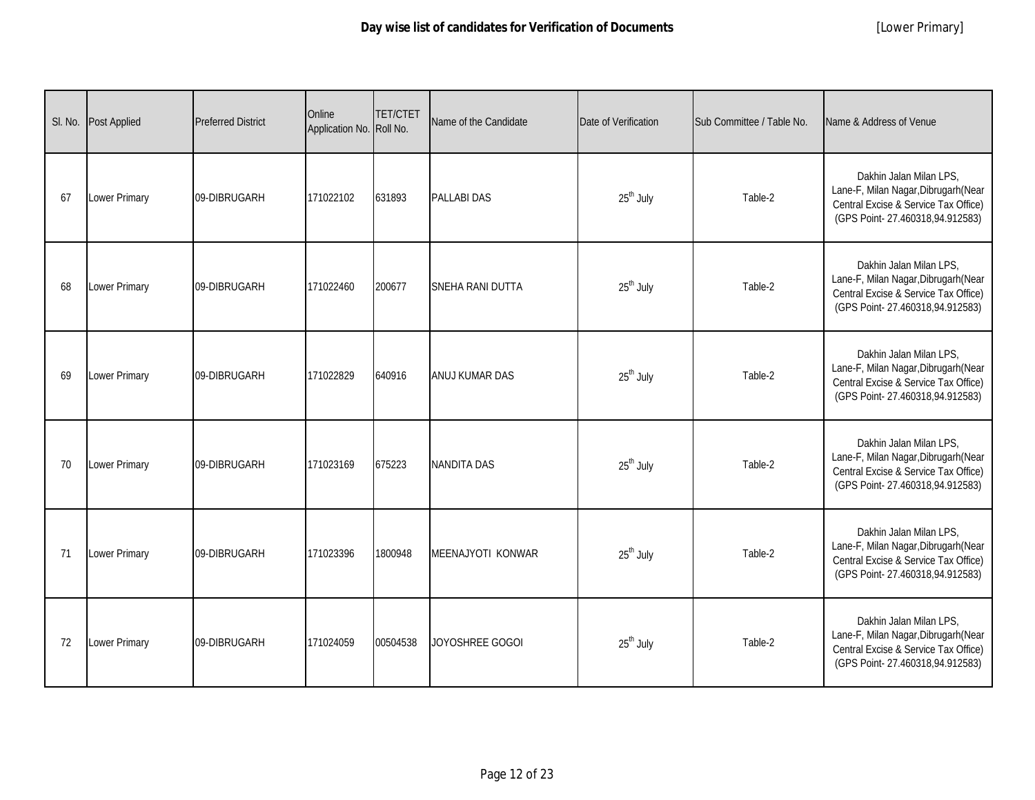**Day wise list of candidates for Verification of Documents** [Lower Primary]

| Sl. No. | Post Applied | Preferred District | Online Application No. | TET/CTET Roll No. | Name of the Candidate | Date of Verification | Sub Committee / Table No. | Name & Address of Venue |
|---|---|---|---|---|---|---|---|---|
| 67 | Lower Primary | 09-DIBRUGARH | 171022102 | 631893 | PALLABI DAS | 25th July | Table-2 | Dakhin Jalan Milan LPS, Lane-F, Milan Nagar,Dibrugarh(Near Central Excise & Service Tax Office) (GPS Point- 27.460318,94.912583) |
| 68 | Lower Primary | 09-DIBRUGARH | 171022460 | 200677 | SNEHA RANI DUTTA | 25th July | Table-2 | Dakhin Jalan Milan LPS, Lane-F, Milan Nagar,Dibrugarh(Near Central Excise & Service Tax Office) (GPS Point- 27.460318,94.912583) |
| 69 | Lower Primary | 09-DIBRUGARH | 171022829 | 640916 | ANUJ KUMAR DAS | 25th July | Table-2 | Dakhin Jalan Milan LPS, Lane-F, Milan Nagar,Dibrugarh(Near Central Excise & Service Tax Office) (GPS Point- 27.460318,94.912583) |
| 70 | Lower Primary | 09-DIBRUGARH | 171023169 | 675223 | NANDITA DAS | 25th July | Table-2 | Dakhin Jalan Milan LPS, Lane-F, Milan Nagar,Dibrugarh(Near Central Excise & Service Tax Office) (GPS Point- 27.460318,94.912583) |
| 71 | Lower Primary | 09-DIBRUGARH | 171023396 | 1800948 | MEENAJYOTI KONWAR | 25th July | Table-2 | Dakhin Jalan Milan LPS, Lane-F, Milan Nagar,Dibrugarh(Near Central Excise & Service Tax Office) (GPS Point- 27.460318,94.912583) |
| 72 | Lower Primary | 09-DIBRUGARH | 171024059 | 00504538 | JOYOSHREE GOGOI | 25th July | Table-2 | Dakhin Jalan Milan LPS, Lane-F, Milan Nagar,Dibrugarh(Near Central Excise & Service Tax Office) (GPS Point- 27.460318,94.912583) |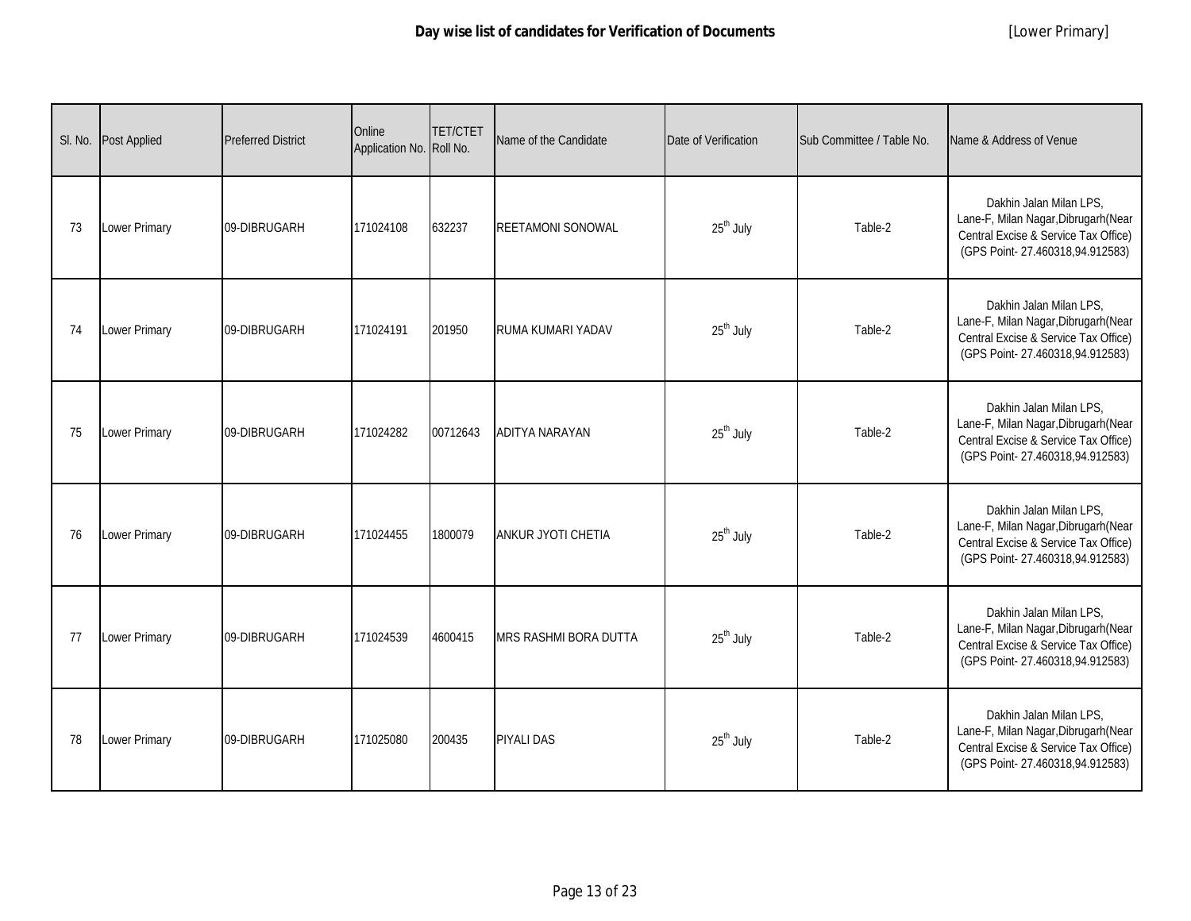**Day wise list of candidates for Verification of Documents** [Lower Primary]

| Sl. No. | Post Applied | Preferred District | Online Application No. | TET/CTET Roll No. | Name of the Candidate | Date of Verification | Sub Committee / Table No. | Name & Address of Venue |
|---|---|---|---|---|---|---|---|---|
| 73 | Lower Primary | 09-DIBRUGARH | 171024108 | 632237 | REETAMONI SONOWAL | 25$^{th}$ July | Table-2 | Dakhin Jalan Milan LPS, Lane-F, Milan Nagar,Dibrugarh(Near Central Excise & Service Tax Office) (GPS Point- 27.460318,94.912583) |
| 74 | Lower Primary | 09-DIBRUGARH | 171024191 | 201950 | RUMA KUMARI YADAV | 25$^{th}$ July | Table-2 | Dakhin Jalan Milan LPS, Lane-F, Milan Nagar,Dibrugarh(Near Central Excise & Service Tax Office) (GPS Point- 27.460318,94.912583) |
| 75 | Lower Primary | 09-DIBRUGARH | 171024282 | 00712643 | ADITYA NARAYAN | 25$^{th}$ July | Table-2 | Dakhin Jalan Milan LPS, Lane-F, Milan Nagar,Dibrugarh(Near Central Excise & Service Tax Office) (GPS Point- 27.460318,94.912583) |
| 76 | Lower Primary | 09-DIBRUGARH | 171024455 | 1800079 | ANKUR JYOTI CHETIA | 25$^{th}$ July | Table-2 | Dakhin Jalan Milan LPS, Lane-F, Milan Nagar,Dibrugarh(Near Central Excise & Service Tax Office) (GPS Point- 27.460318,94.912583) |
| 77 | Lower Primary | 09-DIBRUGARH | 171024539 | 4600415 | MRS RASHMI BORA DUTTA | 25$^{th}$ July | Table-2 | Dakhin Jalan Milan LPS, Lane-F, Milan Nagar,Dibrugarh(Near Central Excise & Service Tax Office) (GPS Point- 27.460318,94.912583) |
| 78 | Lower Primary | 09-DIBRUGARH | 171025080 | 200435 | PIYALI DAS | 25$^{th}$ July | Table-2 | Dakhin Jalan Milan LPS, Lane-F, Milan Nagar,Dibrugarh(Near Central Excise & Service Tax Office) (GPS Point- 27.460318,94.912583) |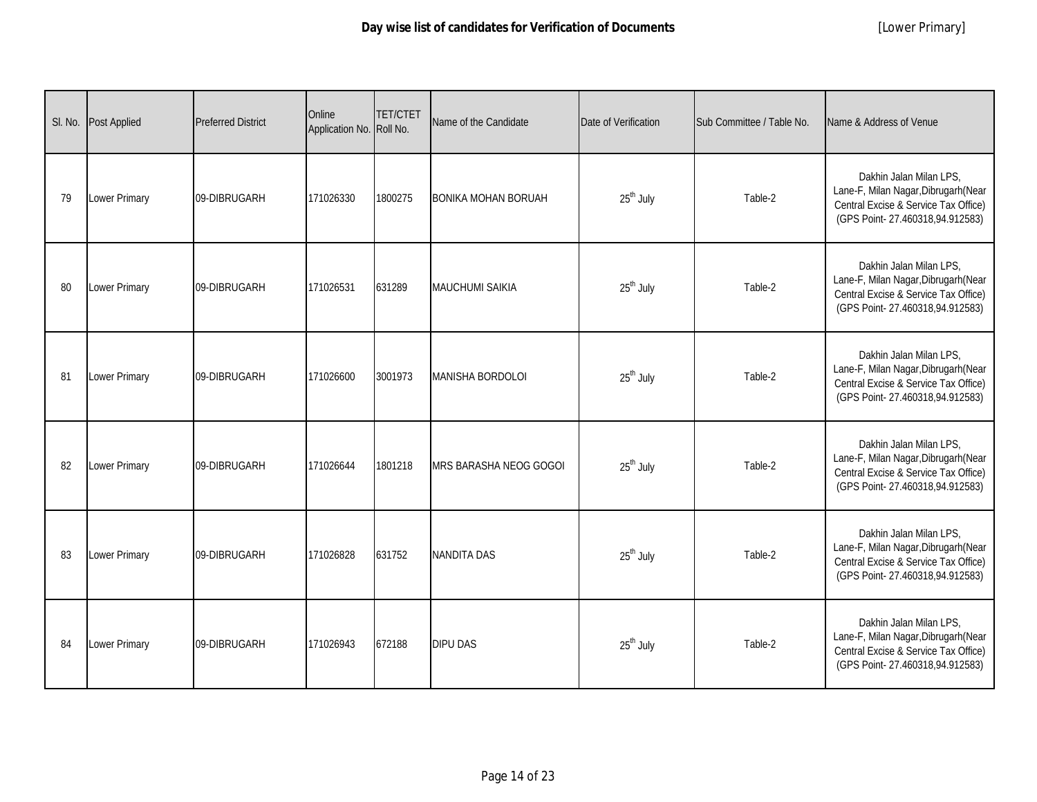**Day wise list of candidates for Verification of Documents** [Lower Primary]

| Sl. No. | Post Applied | Preferred District | Online Application No. | TET/CTET Roll No. | Name of the Candidate | Date of Verification | Sub Committee / Table No. | Name & Address of Venue |
|---|---|---|---|---|---|---|---|---|
| 79 | Lower Primary | 09-DIBRUGARH | 171026330 | 1800275 | BONIKA MOHAN BORUAH | 25th July | Table-2 | Dakhin Jalan Milan LPS, Lane-F, Milan Nagar,Dibrugarh(Near Central Excise & Service Tax Office) (GPS Point- 27.460318,94.912583) |
| 80 | Lower Primary | 09-DIBRUGARH | 171026531 | 631289 | MAUCHUMI SAIKIA | 25th July | Table-2 | Dakhin Jalan Milan LPS, Lane-F, Milan Nagar,Dibrugarh(Near Central Excise & Service Tax Office) (GPS Point- 27.460318,94.912583) |
| 81 | Lower Primary | 09-DIBRUGARH | 171026600 | 3001973 | MANISHA BORDOLOI | 25th July | Table-2 | Dakhin Jalan Milan LPS, Lane-F, Milan Nagar,Dibrugarh(Near Central Excise & Service Tax Office) (GPS Point- 27.460318,94.912583) |
| 82 | Lower Primary | 09-DIBRUGARH | 171026644 | 1801218 | MRS BARASHA NEOG GOGOI | 25th July | Table-2 | Dakhin Jalan Milan LPS, Lane-F, Milan Nagar,Dibrugarh(Near Central Excise & Service Tax Office) (GPS Point- 27.460318,94.912583) |
| 83 | Lower Primary | 09-DIBRUGARH | 171026828 | 631752 | NANDITA DAS | 25th July | Table-2 | Dakhin Jalan Milan LPS, Lane-F, Milan Nagar,Dibrugarh(Near Central Excise & Service Tax Office) (GPS Point- 27.460318,94.912583) |
| 84 | Lower Primary | 09-DIBRUGARH | 171026943 | 672188 | DIPU DAS | 25th July | Table-2 | Dakhin Jalan Milan LPS, Lane-F, Milan Nagar,Dibrugarh(Near Central Excise & Service Tax Office) (GPS Point- 27.460318,94.912583) |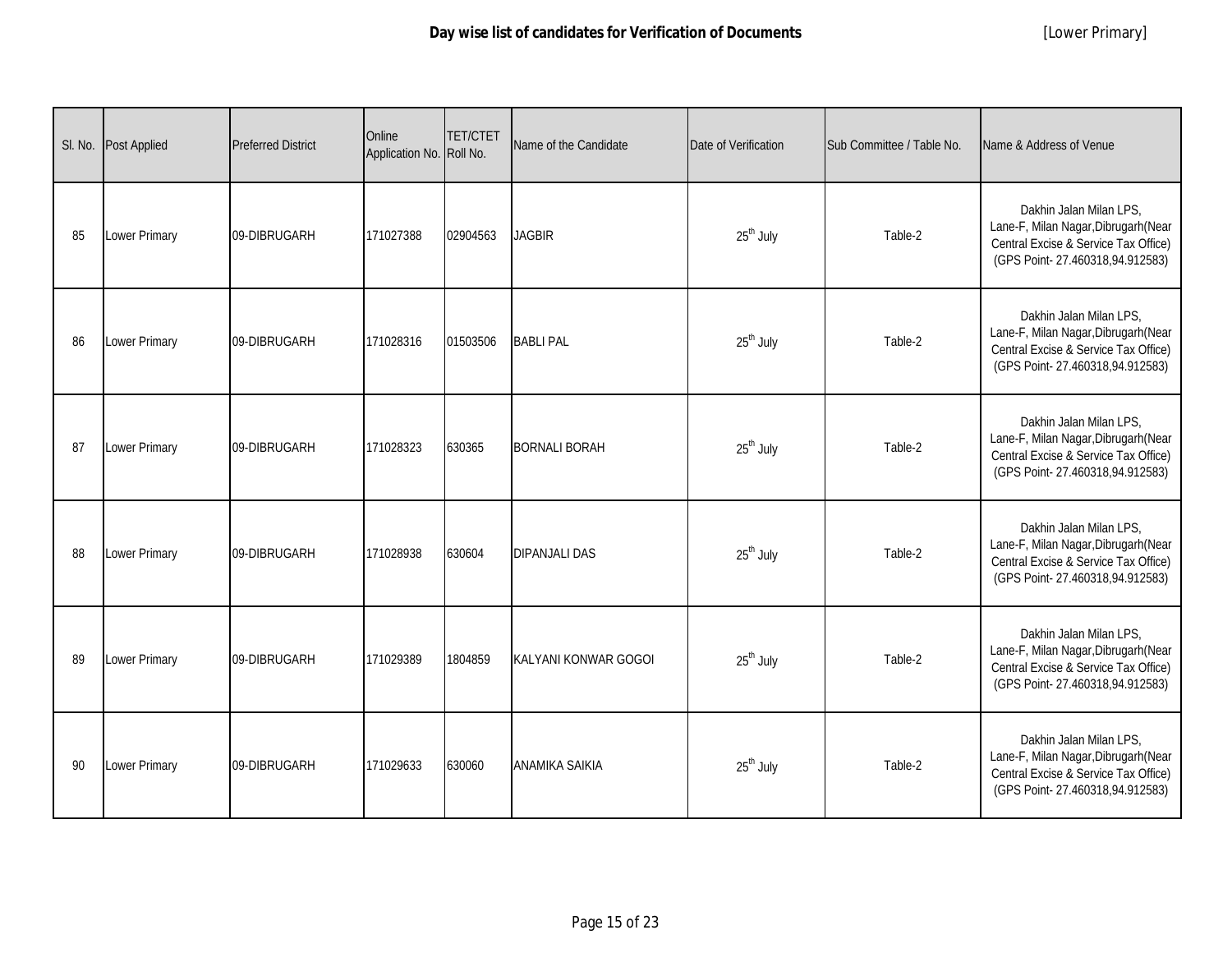# Day wise list of candidates for Verification of Documents

[Lower Primary]

| Sl. No. | Post Applied | Preferred District | Online Application No. | TET/CTET Roll No. | Name of the Candidate | Date of Verification | Sub Committee / Table No. | Name & Address of Venue |
|---|---|---|---|---|---|---|---|---|
| 85 | Lower Primary | 09-DIBRUGARH | 171027388 | 02904563 | JAGBIR | 25th July | Table-2 | Dakhin Jalan Milan LPS, Lane-F, Milan Nagar,Dibrugarh(Near Central Excise & Service Tax Office) (GPS Point- 27.460318,94.912583) |
| 86 | Lower Primary | 09-DIBRUGARH | 171028316 | 01503506 | BABLI PAL | 25th July | Table-2 | Dakhin Jalan Milan LPS, Lane-F, Milan Nagar,Dibrugarh(Near Central Excise & Service Tax Office) (GPS Point- 27.460318,94.912583) |
| 87 | Lower Primary | 09-DIBRUGARH | 171028323 | 630365 | BORNALI BORAH | 25th July | Table-2 | Dakhin Jalan Milan LPS, Lane-F, Milan Nagar,Dibrugarh(Near Central Excise & Service Tax Office) (GPS Point- 27.460318,94.912583) |
| 88 | Lower Primary | 09-DIBRUGARH | 171028938 | 630604 | DIPANJALI DAS | 25th July | Table-2 | Dakhin Jalan Milan LPS, Lane-F, Milan Nagar,Dibrugarh(Near Central Excise & Service Tax Office) (GPS Point- 27.460318,94.912583) |
| 89 | Lower Primary | 09-DIBRUGARH | 171029389 | 1804859 | KALYANI KONWAR GOGOI | 25th July | Table-2 | Dakhin Jalan Milan LPS, Lane-F, Milan Nagar,Dibrugarh(Near Central Excise & Service Tax Office) (GPS Point- 27.460318,94.912583) |
| 90 | Lower Primary | 09-DIBRUGARH | 171029633 | 630060 | ANAMIKA SAIKIA | 25th July | Table-2 | Dakhin Jalan Milan LPS, Lane-F, Milan Nagar,Dibrugarh(Near Central Excise & Service Tax Office) (GPS Point- 27.460318,94.912583) |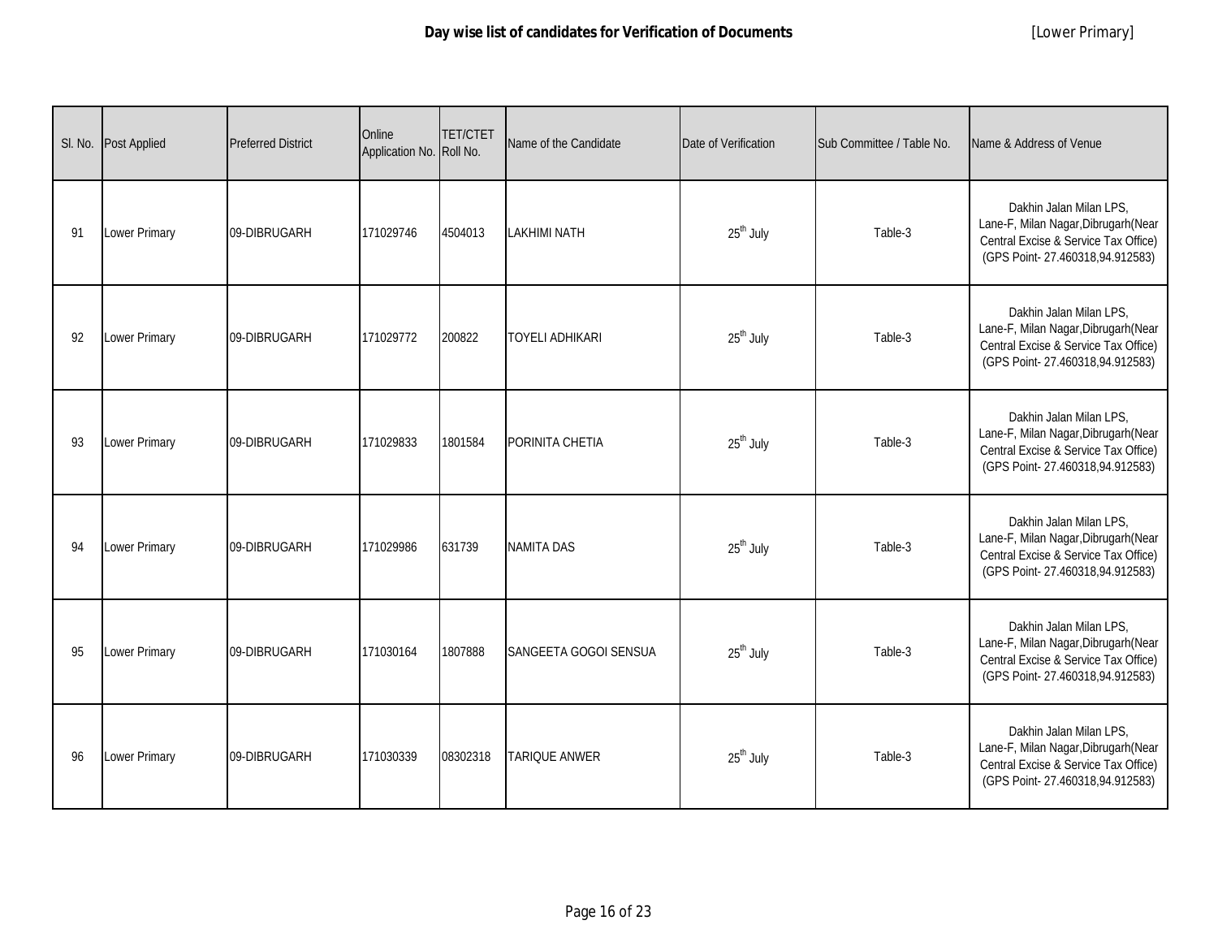# Day wise list of candidates for Verification of Documents

[Lower Primary]

| Sl. No. | Post Applied | Preferred District | Online Application No. | TET/CTET Roll No. | Name of the Candidate | Date of Verification | Sub Committee / Table No. | Name & Address of Venue |
|---|---|---|---|---|---|---|---|---|
| 91 | Lower Primary | 09-DIBRUGARH | 171029746 | 4504013 | LAKHIMI NATH | 25th July | Table-3 | Dakhin Jalan Milan LPS, Lane-F, Milan Nagar,Dibrugarh(Near Central Excise & Service Tax Office) (GPS Point- 27.460318,94.912583) |
| 92 | Lower Primary | 09-DIBRUGARH | 171029772 | 200822 | TOYELI ADHIKARI | 25th July | Table-3 | Dakhin Jalan Milan LPS, Lane-F, Milan Nagar,Dibrugarh(Near Central Excise & Service Tax Office) (GPS Point- 27.460318,94.912583) |
| 93 | Lower Primary | 09-DIBRUGARH | 171029833 | 1801584 | PORINITA CHETIA | 25th July | Table-3 | Dakhin Jalan Milan LPS, Lane-F, Milan Nagar,Dibrugarh(Near Central Excise & Service Tax Office) (GPS Point- 27.460318,94.912583) |
| 94 | Lower Primary | 09-DIBRUGARH | 171029986 | 631739 | NAMITA DAS | 25th July | Table-3 | Dakhin Jalan Milan LPS, Lane-F, Milan Nagar,Dibrugarh(Near Central Excise & Service Tax Office) (GPS Point- 27.460318,94.912583) |
| 95 | Lower Primary | 09-DIBRUGARH | 171030164 | 1807888 | SANGEETA GOGOI SENSUA | 25th July | Table-3 | Dakhin Jalan Milan LPS, Lane-F, Milan Nagar,Dibrugarh(Near Central Excise & Service Tax Office) (GPS Point- 27.460318,94.912583) |
| 96 | Lower Primary | 09-DIBRUGARH | 171030339 | 08302318 | TARIQUE ANWER | 25th July | Table-3 | Dakhin Jalan Milan LPS, Lane-F, Milan Nagar,Dibrugarh(Near Central Excise & Service Tax Office) (GPS Point- 27.460318,94.912583) |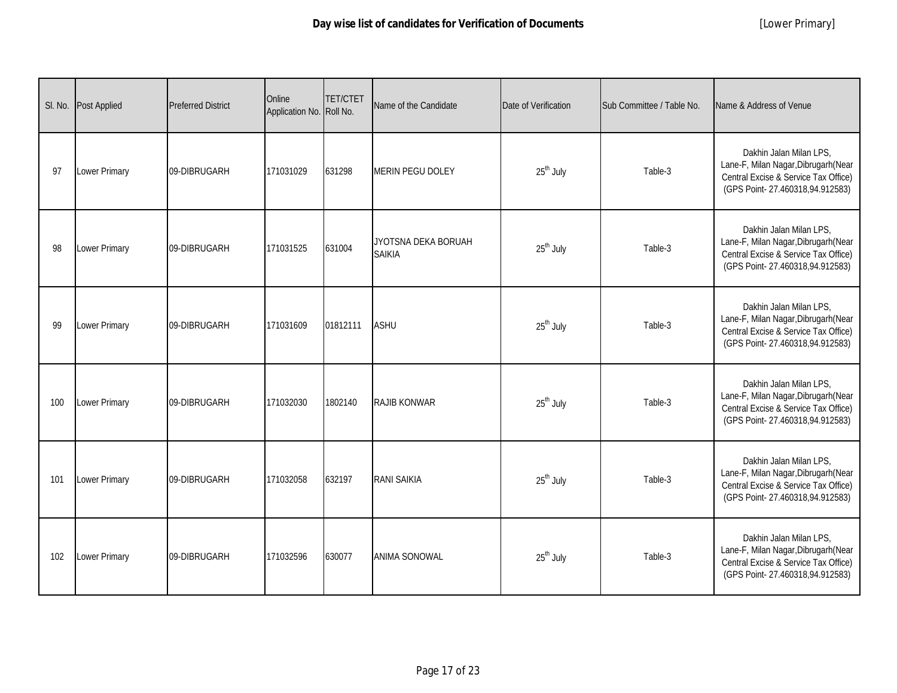## Day wise list of candidates for Verification of Documents

[Lower Primary]

| Sl. No. | Post Applied | Preferred District | Online Application No. | TET/CTET Roll No. | Name of the Candidate | Date of Verification | Sub Committee / Table No. | Name & Address of Venue |
|---|---|---|---|---|---|---|---|---|
| 97 | Lower Primary | 09-DIBRUGARH | 171031029 | 631298 | MERIN PEGU DOLEY | $25^{th}$ July | Table-3 | Dakhin Jalan Milan LPS, Lane-F, Milan Nagar,Dibrugarh(Near Central Excise & Service Tax Office) (GPS Point- 27.460318,94.912583) |
| 98 | Lower Primary | 09-DIBRUGARH | 171031525 | 631004 | JYOTSNA DEKA BORUAH SAIKIA | $25^{th}$ July | Table-3 | Dakhin Jalan Milan LPS, Lane-F, Milan Nagar,Dibrugarh(Near Central Excise & Service Tax Office) (GPS Point- 27.460318,94.912583) |
| 99 | Lower Primary | 09-DIBRUGARH | 171031609 | 01812111 | ASHU | $25^{th}$ July | Table-3 | Dakhin Jalan Milan LPS, Lane-F, Milan Nagar,Dibrugarh(Near Central Excise & Service Tax Office) (GPS Point- 27.460318,94.912583) |
| 100 | Lower Primary | 09-DIBRUGARH | 171032030 | 1802140 | RAJIB KONWAR | $25^{th}$ July | Table-3 | Dakhin Jalan Milan LPS, Lane-F, Milan Nagar,Dibrugarh(Near Central Excise & Service Tax Office) (GPS Point- 27.460318,94.912583) |
| 101 | Lower Primary | 09-DIBRUGARH | 171032058 | 632197 | RANI SAIKIA | $25^{th}$ July | Table-3 | Dakhin Jalan Milan LPS, Lane-F, Milan Nagar,Dibrugarh(Near Central Excise & Service Tax Office) (GPS Point- 27.460318,94.912583) |
| 102 | Lower Primary | 09-DIBRUGARH | 171032596 | 630077 | ANIMA SONOWAL | $25^{th}$ July | Table-3 | Dakhin Jalan Milan LPS, Lane-F, Milan Nagar,Dibrugarh(Near Central Excise & Service Tax Office) (GPS Point- 27.460318,94.912583) |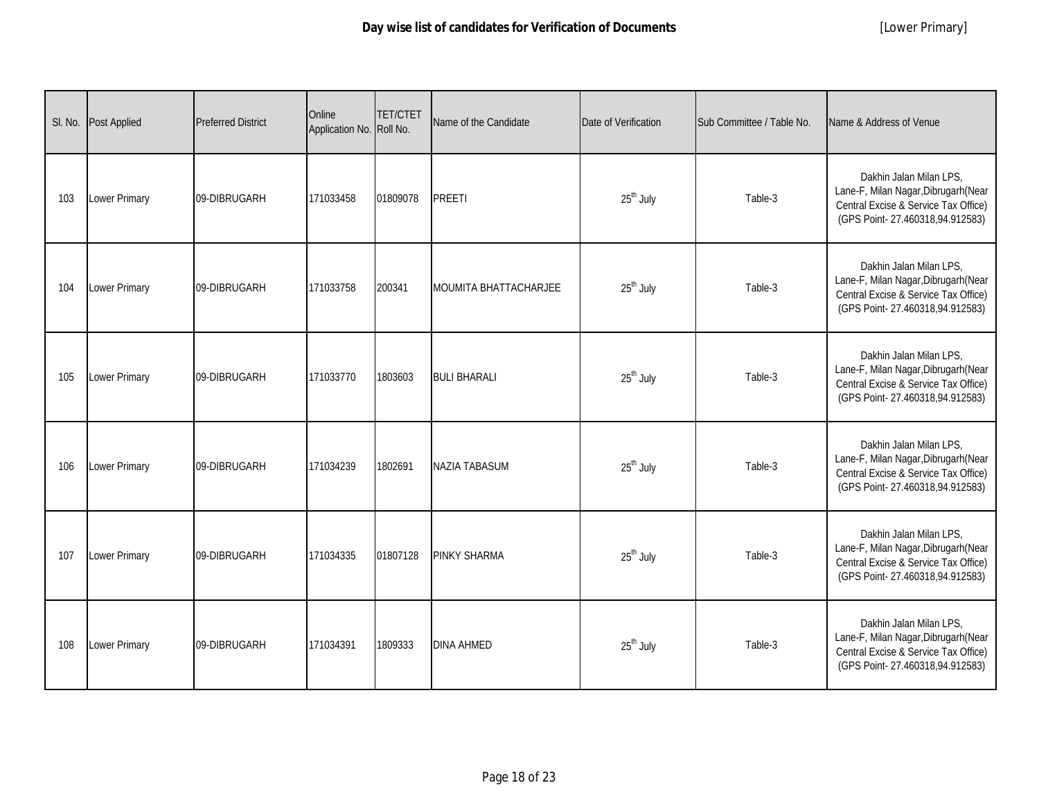**Day wise list of candidates for Verification of Documents** [Lower Primary]

| Sl. No. | Post Applied | Preferred District | Online Application No. | TET/CTET Roll No. | Name of the Candidate | Date of Verification | Sub Committee / Table No. | Name & Address of Venue |
|---|---|---|---|---|---|---|---|---|
| 103 | Lower Primary | 09-DIBRUGARH | 171033458 | 01809078 | PREETI | $25^{th}$ July | Table-3 | Dakhin Jalan Milan LPS, Lane-F, Milan Nagar,Dibrugarh(Near Central Excise & Service Tax Office) (GPS Point- 27.460318,94.912583) |
| 104 | Lower Primary | 09-DIBRUGARH | 171033758 | 200341 | MOUMITA BHATTACHARJEE | $25^{th}$ July | Table-3 | Dakhin Jalan Milan LPS, Lane-F, Milan Nagar,Dibrugarh(Near Central Excise & Service Tax Office) (GPS Point- 27.460318,94.912583) |
| 105 | Lower Primary | 09-DIBRUGARH | 171033770 | 1803603 | BULI BHARALI | $25^{th}$ July | Table-3 | Dakhin Jalan Milan LPS, Lane-F, Milan Nagar,Dibrugarh(Near Central Excise & Service Tax Office) (GPS Point- 27.460318,94.912583) |
| 106 | Lower Primary | 09-DIBRUGARH | 171034239 | 1802691 | NAZIA TABASUM | $25^{th}$ July | Table-3 | Dakhin Jalan Milan LPS, Lane-F, Milan Nagar,Dibrugarh(Near Central Excise & Service Tax Office) (GPS Point- 27.460318,94.912583) |
| 107 | Lower Primary | 09-DIBRUGARH | 171034335 | 01807128 | PINKY SHARMA | $25^{th}$ July | Table-3 | Dakhin Jalan Milan LPS, Lane-F, Milan Nagar,Dibrugarh(Near Central Excise & Service Tax Office) (GPS Point- 27.460318,94.912583) |
| 108 | Lower Primary | 09-DIBRUGARH | 171034391 | 1809333 | DINA AHMED | $25^{th}$ July | Table-3 | Dakhin Jalan Milan LPS, Lane-F, Milan Nagar,Dibrugarh(Near Central Excise & Service Tax Office) (GPS Point- 27.460318,94.912583) |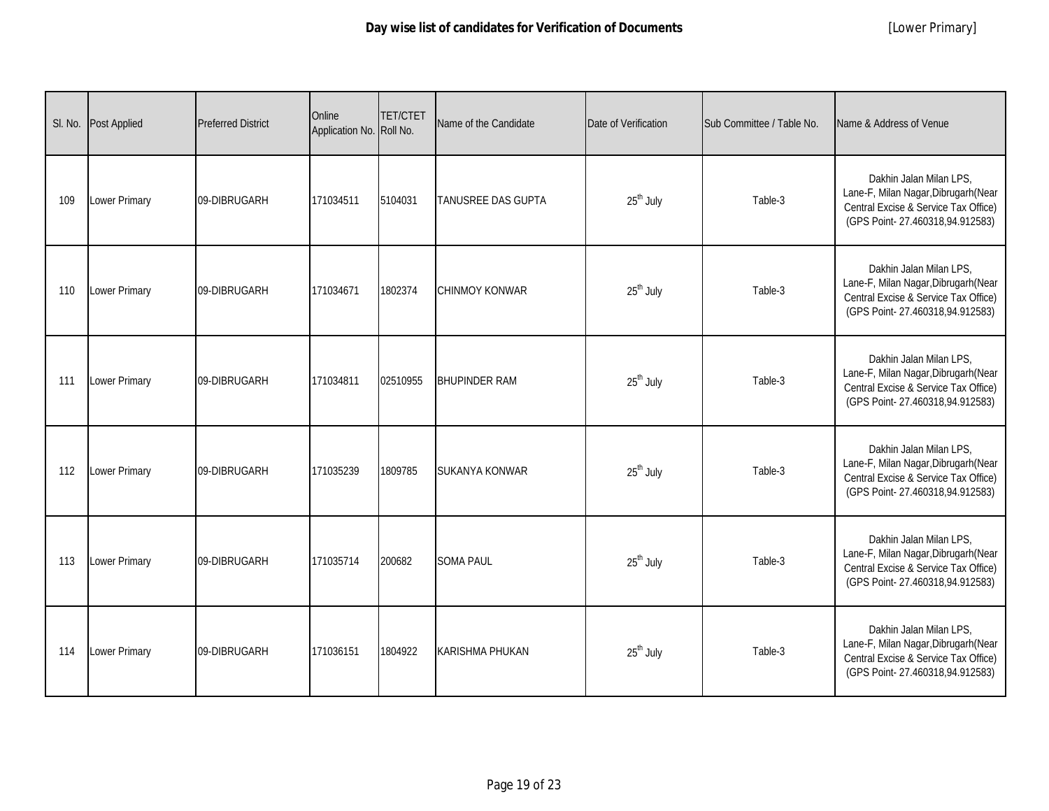**Day wise list of candidates for Verification of Documents** [Lower Primary]

| Sl. No. | Post Applied | Preferred District | Online Application No. | TET/CTET Roll No. | Name of the Candidate | Date of Verification | Sub Committee / Table No. | Name & Address of Venue |
|---|---|---|---|---|---|---|---|---|
| 109 | Lower Primary | 09-DIBRUGARH | 171034511 | 5104031 | TANUSREE DAS GUPTA | 25th July | Table-3 | Dakhin Jalan Milan LPS, Lane-F, Milan Nagar,Dibrugarh(Near Central Excise & Service Tax Office) (GPS Point- 27.460318,94.912583) |
| 110 | Lower Primary | 09-DIBRUGARH | 171034671 | 1802374 | CHINMOY KONWAR | 25th July | Table-3 | Dakhin Jalan Milan LPS, Lane-F, Milan Nagar,Dibrugarh(Near Central Excise & Service Tax Office) (GPS Point- 27.460318,94.912583) |
| 111 | Lower Primary | 09-DIBRUGARH | 171034811 | 02510955 | BHUPINDER RAM | 25th July | Table-3 | Dakhin Jalan Milan LPS, Lane-F, Milan Nagar,Dibrugarh(Near Central Excise & Service Tax Office) (GPS Point- 27.460318,94.912583) |
| 112 | Lower Primary | 09-DIBRUGARH | 171035239 | 1809785 | SUKANYA KONWAR | 25th July | Table-3 | Dakhin Jalan Milan LPS, Lane-F, Milan Nagar,Dibrugarh(Near Central Excise & Service Tax Office) (GPS Point- 27.460318,94.912583) |
| 113 | Lower Primary | 09-DIBRUGARH | 171035714 | 200682 | SOMA PAUL | 25th July | Table-3 | Dakhin Jalan Milan LPS, Lane-F, Milan Nagar,Dibrugarh(Near Central Excise & Service Tax Office) (GPS Point- 27.460318,94.912583) |
| 114 | Lower Primary | 09-DIBRUGARH | 171036151 | 1804922 | KARISHMA PHUKAN | 25th July | Table-3 | Dakhin Jalan Milan LPS, Lane-F, Milan Nagar,Dibrugarh(Near Central Excise & Service Tax Office) (GPS Point- 27.460318,94.912583) |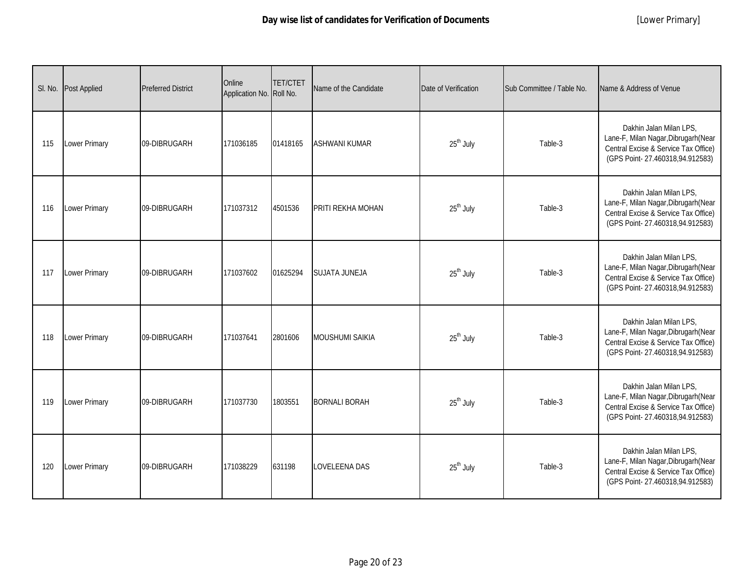# Day wise list of candidates for Verification of Documents

[Lower Primary]

| Sl. No. | Post Applied | Preferred District | Online Application No. | TET/CTET Roll No. | Name of the Candidate | Date of Verification | Sub Committee / Table No. | Name & Address of Venue |
|---|---|---|---|---|---|---|---|---|
| 115 | Lower Primary | 09-DIBRUGARH | 171036185 | 01418165 | ASHWANI KUMAR | 25th July | Table-3 | Dakhin Jalan Milan LPS, Lane-F, Milan Nagar,Dibrugarh(Near Central Excise & Service Tax Office) (GPS Point- 27.460318,94.912583) |
| 116 | Lower Primary | 09-DIBRUGARH | 171037312 | 4501536 | PRITI REKHA MOHAN | 25th July | Table-3 | Dakhin Jalan Milan LPS, Lane-F, Milan Nagar,Dibrugarh(Near Central Excise & Service Tax Office) (GPS Point- 27.460318,94.912583) |
| 117 | Lower Primary | 09-DIBRUGARH | 171037602 | 01625294 | SUJATA JUNEJA | 25th July | Table-3 | Dakhin Jalan Milan LPS, Lane-F, Milan Nagar,Dibrugarh(Near Central Excise & Service Tax Office) (GPS Point- 27.460318,94.912583) |
| 118 | Lower Primary | 09-DIBRUGARH | 171037641 | 2801606 | MOUSHUMI SAIKIA | 25th July | Table-3 | Dakhin Jalan Milan LPS, Lane-F, Milan Nagar,Dibrugarh(Near Central Excise & Service Tax Office) (GPS Point- 27.460318,94.912583) |
| 119 | Lower Primary | 09-DIBRUGARH | 171037730 | 1803551 | BORNALI BORAH | 25th July | Table-3 | Dakhin Jalan Milan LPS, Lane-F, Milan Nagar,Dibrugarh(Near Central Excise & Service Tax Office) (GPS Point- 27.460318,94.912583) |
| 120 | Lower Primary | 09-DIBRUGARH | 171038229 | 631198 | LOVELEENA DAS | 25th July | Table-3 | Dakhin Jalan Milan LPS, Lane-F, Milan Nagar,Dibrugarh(Near Central Excise & Service Tax Office) (GPS Point- 27.460318,94.912583) |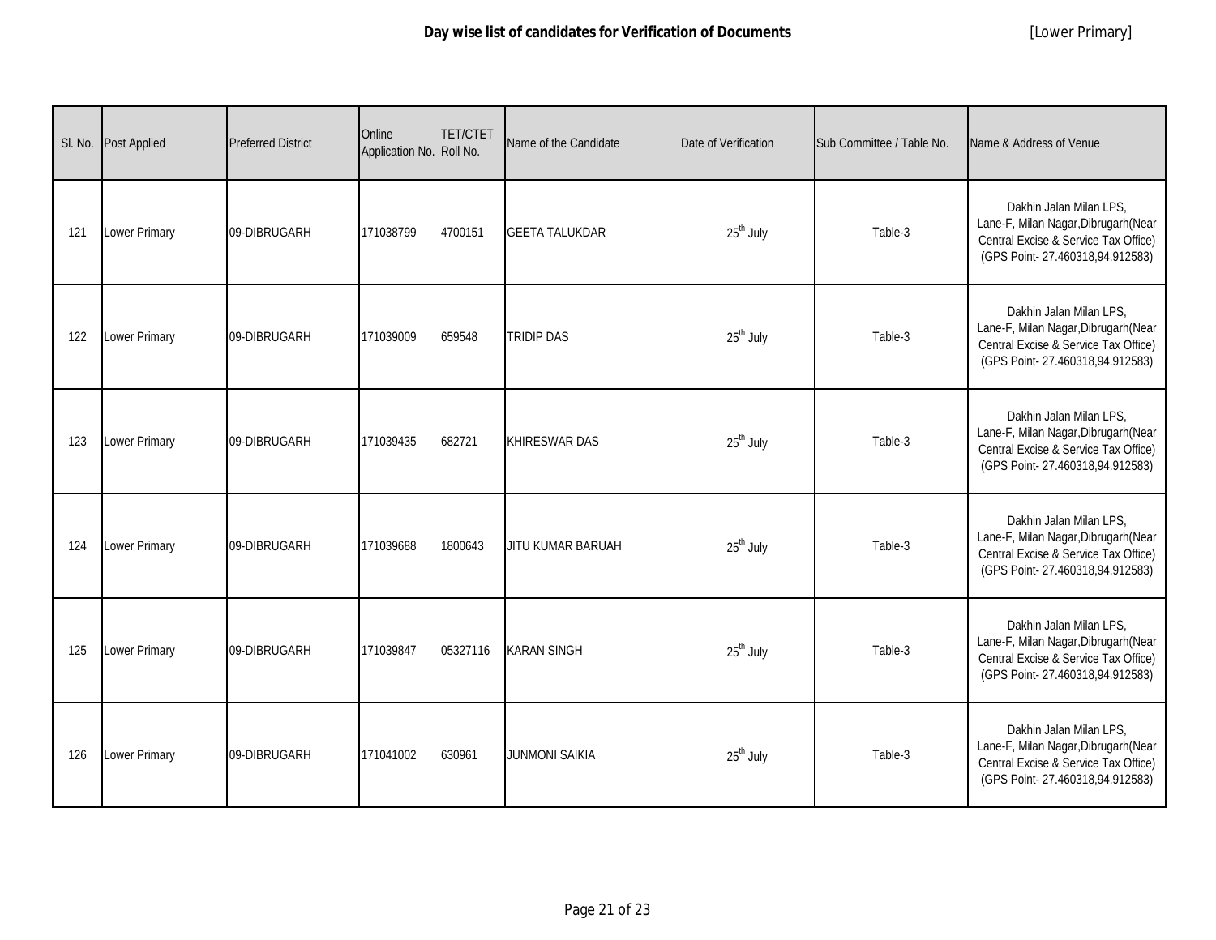# Day wise list of candidates for Verification of Documents

[Lower Primary]

| Sl. No. | Post Applied | Preferred District | Online Application No. | TET/CTET Roll No. | Name of the Candidate | Date of Verification | Sub Committee / Table No. | Name & Address of Venue |
|---|---|---|---|---|---|---|---|---|
| 121 | Lower Primary | 09-DIBRUGARH | 171038799 | 4700151 | GEETA TALUKDAR | 25th July | Table-3 | Dakhin Jalan Milan LPS, Lane-F, Milan Nagar,Dibrugarh(Near Central Excise & Service Tax Office) (GPS Point- 27.460318,94.912583) |
| 122 | Lower Primary | 09-DIBRUGARH | 171039009 | 659548 | TRIDIP DAS | 25th July | Table-3 | Dakhin Jalan Milan LPS, Lane-F, Milan Nagar,Dibrugarh(Near Central Excise & Service Tax Office) (GPS Point- 27.460318,94.912583) |
| 123 | Lower Primary | 09-DIBRUGARH | 171039435 | 682721 | KHIRESWAR DAS | 25th July | Table-3 | Dakhin Jalan Milan LPS, Lane-F, Milan Nagar,Dibrugarh(Near Central Excise & Service Tax Office) (GPS Point- 27.460318,94.912583) |
| 124 | Lower Primary | 09-DIBRUGARH | 171039688 | 1800643 | JITU KUMAR BARUAH | 25th July | Table-3 | Dakhin Jalan Milan LPS, Lane-F, Milan Nagar,Dibrugarh(Near Central Excise & Service Tax Office) (GPS Point- 27.460318,94.912583) |
| 125 | Lower Primary | 09-DIBRUGARH | 171039847 | 05327116 | KARAN SINGH | 25th July | Table-3 | Dakhin Jalan Milan LPS, Lane-F, Milan Nagar,Dibrugarh(Near Central Excise & Service Tax Office) (GPS Point- 27.460318,94.912583) |
| 126 | Lower Primary | 09-DIBRUGARH | 171041002 | 630961 | JUNMONI SAIKIA | 25th July | Table-3 | Dakhin Jalan Milan LPS, Lane-F, Milan Nagar,Dibrugarh(Near Central Excise & Service Tax Office) (GPS Point- 27.460318,94.912583) |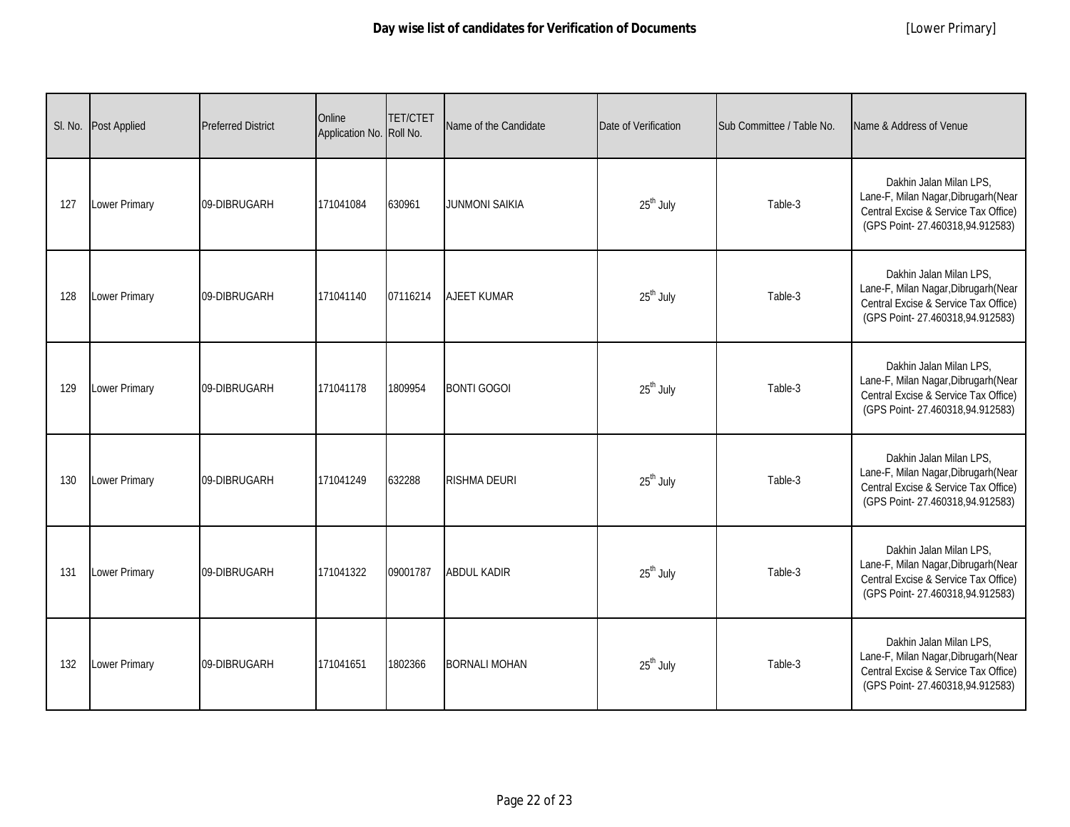# Day wise list of candidates for Verification of Documents

[Lower Primary]

| Sl. No. | Post Applied | Preferred District | Online Application No. | TET/CTET Roll No. | Name of the Candidate | Date of Verification | Sub Committee / Table No. | Name & Address of Venue |
|---|---|---|---|---|---|---|---|---|
| 127 | Lower Primary | 09-DIBRUGARH | 171041084 | 630961 | JUNMONI SAIKIA | 25th July | Table-3 | Dakhin Jalan Milan LPS, Lane-F, Milan Nagar,Dibrugarh(Near Central Excise & Service Tax Office) (GPS Point- 27.460318,94.912583) |
| 128 | Lower Primary | 09-DIBRUGARH | 171041140 | 07116214 | AJEET KUMAR | 25th July | Table-3 | Dakhin Jalan Milan LPS, Lane-F, Milan Nagar,Dibrugarh(Near Central Excise & Service Tax Office) (GPS Point- 27.460318,94.912583) |
| 129 | Lower Primary | 09-DIBRUGARH | 171041178 | 1809954 | BONTI GOGOI | 25th July | Table-3 | Dakhin Jalan Milan LPS, Lane-F, Milan Nagar,Dibrugarh(Near Central Excise & Service Tax Office) (GPS Point- 27.460318,94.912583) |
| 130 | Lower Primary | 09-DIBRUGARH | 171041249 | 632288 | RISHMA DEURI | 25th July | Table-3 | Dakhin Jalan Milan LPS, Lane-F, Milan Nagar,Dibrugarh(Near Central Excise & Service Tax Office) (GPS Point- 27.460318,94.912583) |
| 131 | Lower Primary | 09-DIBRUGARH | 171041322 | 09001787 | ABDUL KADIR | 25th July | Table-3 | Dakhin Jalan Milan LPS, Lane-F, Milan Nagar,Dibrugarh(Near Central Excise & Service Tax Office) (GPS Point- 27.460318,94.912583) |
| 132 | Lower Primary | 09-DIBRUGARH | 171041651 | 1802366 | BORNALI MOHAN | 25th July | Table-3 | Dakhin Jalan Milan LPS, Lane-F, Milan Nagar,Dibrugarh(Near Central Excise & Service Tax Office) (GPS Point- 27.460318,94.912583) |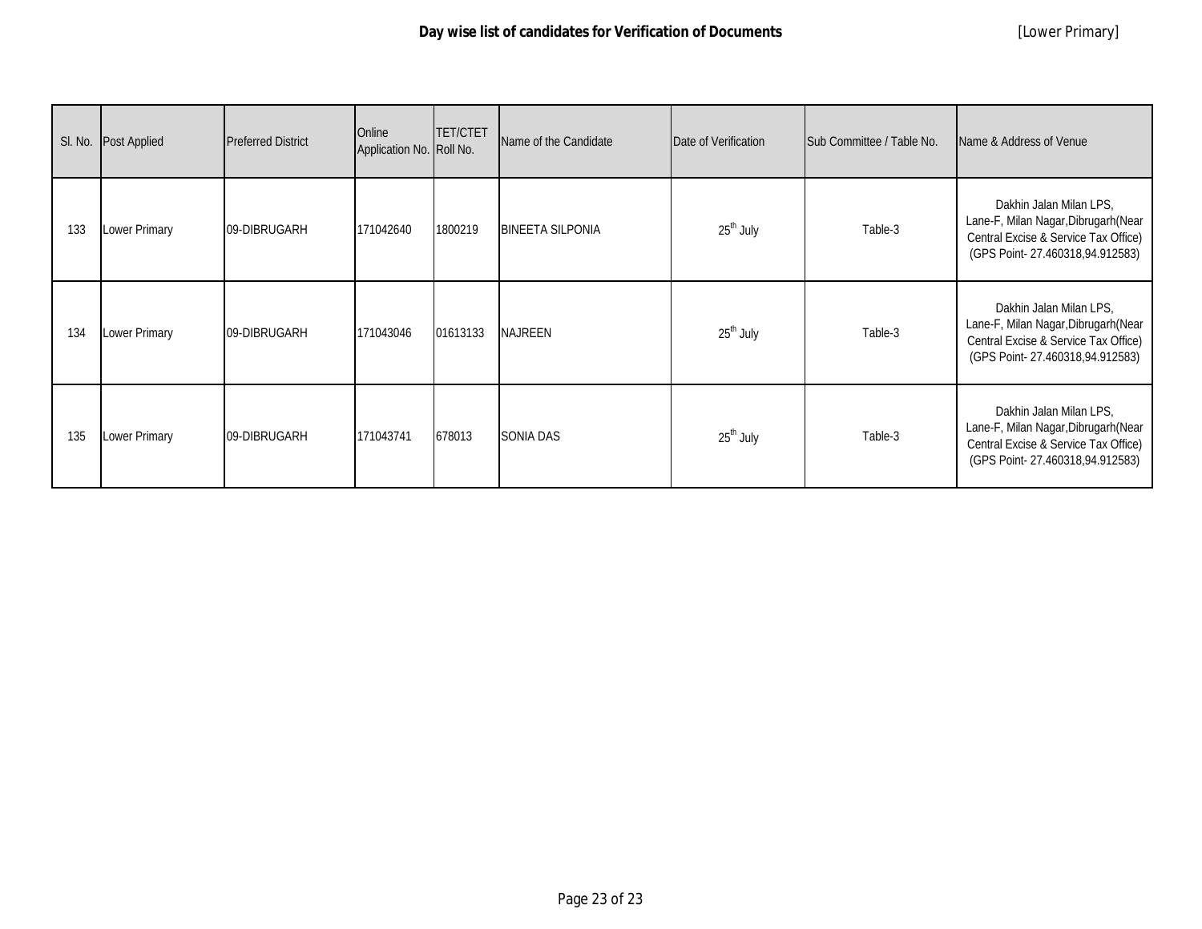**Day wise list of candidates for Verification of Documents** [Lower Primary]

| Sl. No. | Post Applied | Preferred District | Online Application No. | TET/CTET Roll No. | Name of the Candidate | Date of Verification | Sub Committee / Table No. | Name & Address of Venue |
|---|---|---|---|---|---|---|---|---|
| 133 | Lower Primary | 09-DIBRUGARH | 171042640 | 1800219 | BINEETA SILPONIA | 25th July | Table-3 | Dakhin Jalan Milan LPS, Lane-F, Milan Nagar,Dibrugarh(Near Central Excise & Service Tax Office) (GPS Point- 27.460318,94.912583) |
| 134 | Lower Primary | 09-DIBRUGARH | 171043046 | 01613133 | NAJREEN | 25th July | Table-3 | Dakhin Jalan Milan LPS, Lane-F, Milan Nagar,Dibrugarh(Near Central Excise & Service Tax Office) (GPS Point- 27.460318,94.912583) |
| 135 | Lower Primary | 09-DIBRUGARH | 171043741 | 678013 | SONIA DAS | 25th July | Table-3 | Dakhin Jalan Milan LPS, Lane-F, Milan Nagar,Dibrugarh(Near Central Excise & Service Tax Office) (GPS Point- 27.460318,94.912583) |